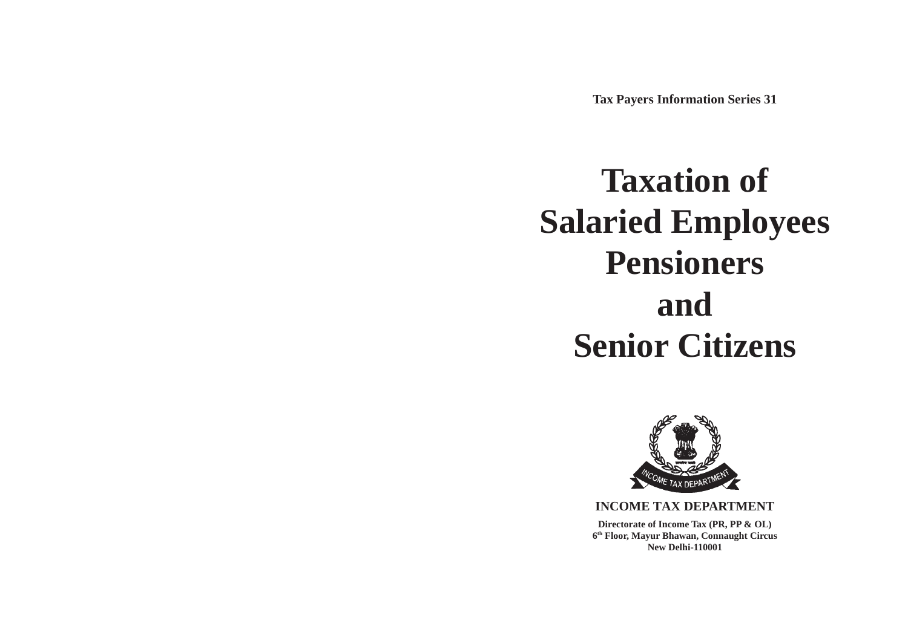Tax Payers Information Series 31

# Taxation of Salaried Employees Pensioners and Senior Citizens

**INCOME TAX DEPARTMENT**

**Directorate of Income Tax (PR, PP & OL)**
**6th Floor, Mayur Bhawan, Connaught Circus**
**New Delhi-110001**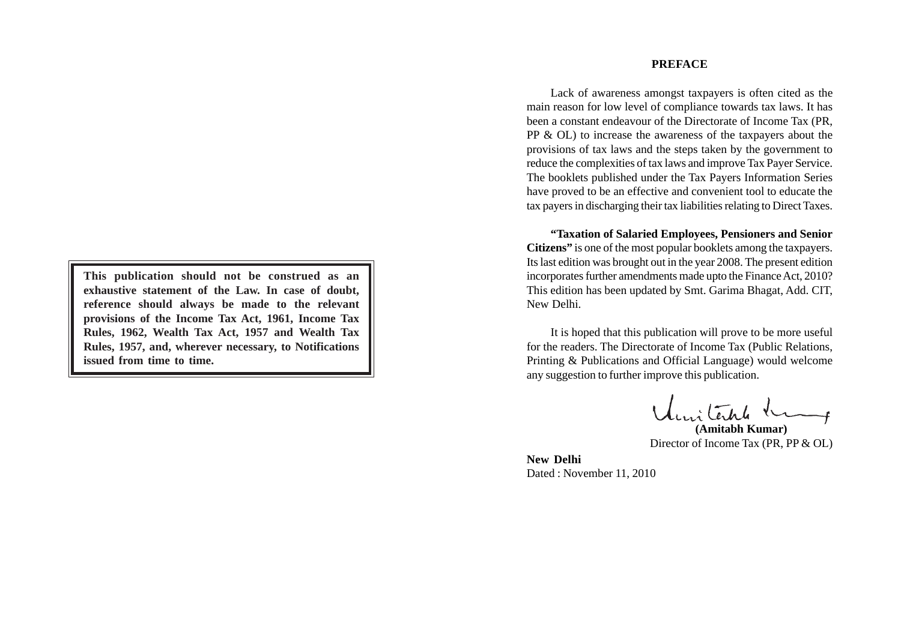**This publication should not be construed as an exhaustive statement of the Law. In case of doubt, reference should always be made to the relevant provisions of the Income Tax Act, 1961, Income Tax Rules, 1962, Wealth Tax Act, 1957 and Wealth Tax Rules, 1957, and, wherever necessary, to Notifications issued from time to time.**

## PREFACE

Lack of awareness amongst taxpayers is often cited as the main reason for low level of compliance towards tax laws. It has been a constant endeavour of the Directorate of Income Tax (PR, PP & OL) to increase the awareness of the taxpayers about the provisions of tax laws and the steps taken by the government to reduce the complexities of tax laws and improve Tax Payer Service. The booklets published under the Tax Payers Information Series have proved to be an effective and convenient tool to educate the tax payers in discharging their tax liabilities relating to Direct Taxes.

**"Taxation of Salaried Employees, Pensioners and Senior Citizens"** is one of the most popular booklets among the taxpayers. Its last edition was brought out in the year 2008. The present edition incorporates further amendments made upto the Finance Act, 2010? This edition has been updated by Smt. Garima Bhagat, Add. CIT, New Delhi.

It is hoped that this publication will prove to be more useful for the readers. The Directorate of Income Tax (Public Relations, Printing & Publications and Official Language) would welcome any suggestion to further improve this publication.

**(Amitabh Kumar)**
Director of Income Tax (PR, PP & OL)

**New Delhi**
Dated : November 11, 2010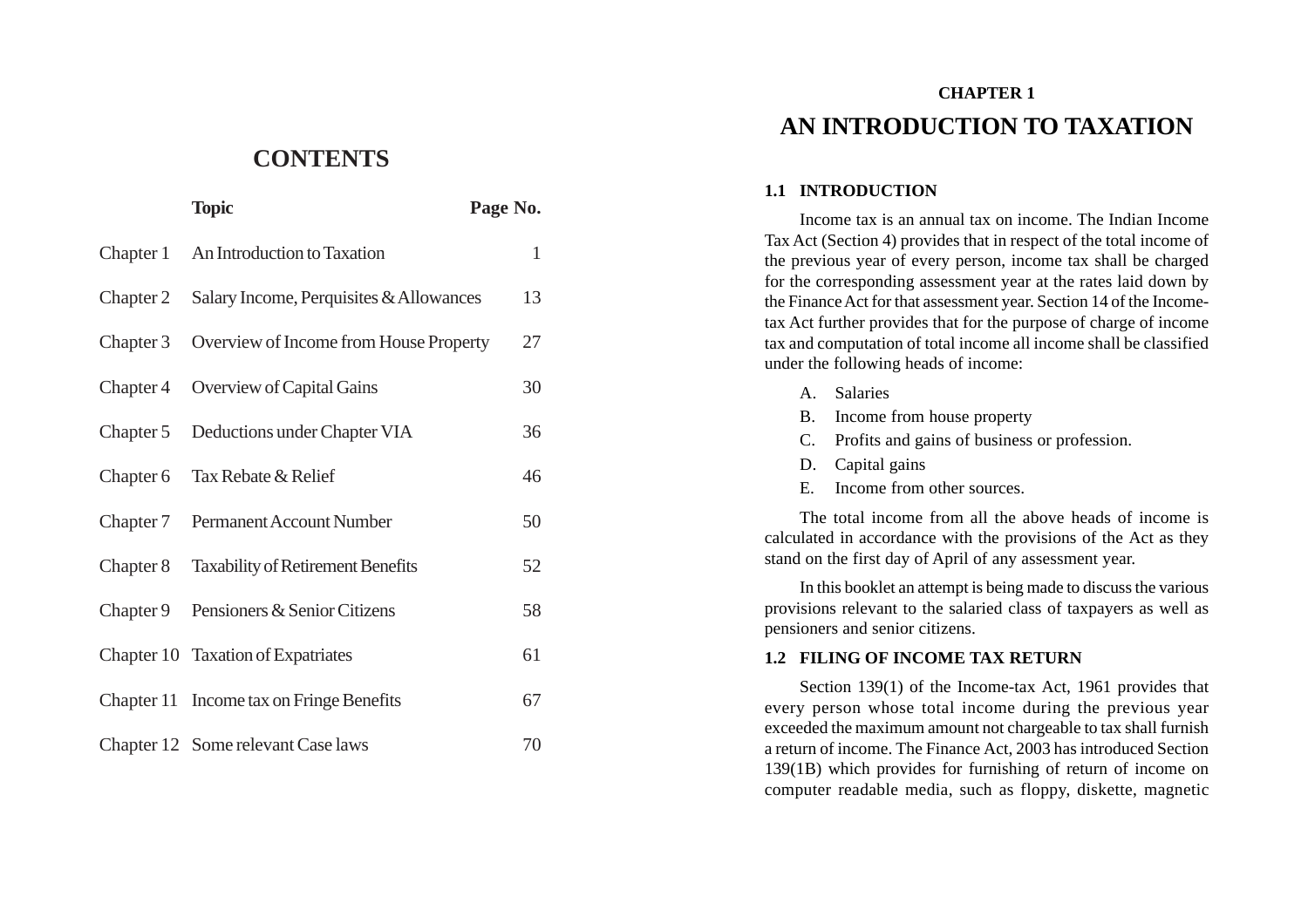# CONTENTS

| | Topic | Page No. |
|---|---|---|
| Chapter 1 | An Introduction to Taxation | 1 |
| Chapter 2 | Salary Income, Perquisites & Allowances | 13 |
| Chapter 3 | Overview of Income from House Property | 27 |
| Chapter 4 | Overview of Capital Gains | 30 |
| Chapter 5 | Deductions under Chapter VIA | 36 |
| Chapter 6 | Tax Rebate & Relief | 46 |
| Chapter 7 | Permanent Account Number | 50 |
| Chapter 8 | Taxability of Retirement Benefits | 52 |
| Chapter 9 | Pensioners & Senior Citizens | 58 |
| Chapter 10 | Taxation of Expatriates | 61 |
| Chapter 11 | Income tax on Fringe Benefits | 67 |
| Chapter 12 | Some relevant Case laws | 70 |

**CHAPTER 1**

# AN INTRODUCTION TO TAXATION

## 1.1 INTRODUCTION

Income tax is an annual tax on income. The Indian Income Tax Act (Section 4) provides that in respect of the total income of the previous year of every person, income tax shall be charged for the corresponding assessment year at the rates laid down by the Finance Act for that assessment year. Section 14 of the Income-tax Act further provides that for the purpose of charge of income tax and computation of total income all income shall be classified under the following heads of income:

A. Salaries
B. Income from house property
C. Profits and gains of business or profession.
D. Capital gains
E. Income from other sources.

The total income from all the above heads of income is calculated in accordance with the provisions of the Act as they stand on the first day of April of any assessment year.

In this booklet an attempt is being made to discuss the various provisions relevant to the salaried class of taxpayers as well as pensioners and senior citizens.

## 1.2 FILING OF INCOME TAX RETURN

Section 139(1) of the Income-tax Act, 1961 provides that every person whose total income during the previous year exceeded the maximum amount not chargeable to tax shall furnish a return of income. The Finance Act, 2003 has introduced Section 139(1B) which provides for furnishing of return of income on computer readable media, such as floppy, diskette, magnetic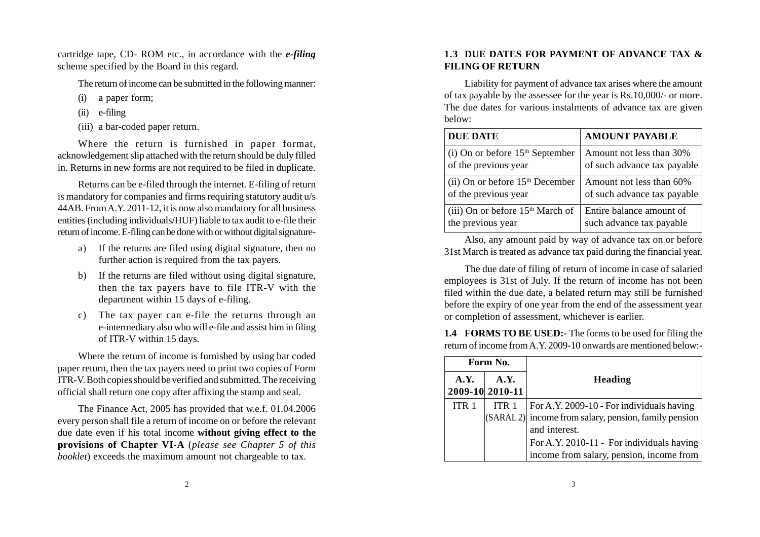cartridge tape, CD- ROM etc., in accordance with the ***e-filing*** scheme specified by the Board in this regard.

The return of income can be submitted in the following manner:

(i) a paper form;

(ii) e-filing

(iii) a bar-coded paper return.

Where the return is furnished in paper format, acknowledgement slip attached with the return should be duly filled in. Returns in new forms are not required to be filed in duplicate.

Returns can be e-filed through the internet. E-filing of return is mandatory for companies and firms requiring statutory audit u/s 44AB. From A.Y. 2011-12, it is now also mandatory for all business entities (including individuals/HUF) liable to tax audit to e-file their return of income. E-filing can be done with or without digital signature-

a) If the returns are filed using digital signature, then no further action is required from the tax payers.

b) If the returns are filed without using digital signature, then the tax payers have to file ITR-V with the department within 15 days of e-filing.

c) The tax payer can e-file the returns through an e-intermediary also who will e-file and assist him in filing of ITR-V within 15 days.

Where the return of income is furnished by using bar coded paper return, then the tax payers need to print two copies of Form ITR-V. Both copies should be verified and submitted. The receiving official shall return one copy after affixing the stamp and seal.

The Finance Act, 2005 has provided that w.e.f. 01.04.2006 every person shall file a return of income on or before the relevant due date even if his total income **without giving effect to the provisions of Chapter VI-A** (*please see Chapter 5 of this booklet*) exceeds the maximum amount not chargeable to tax.

### 1.3 DUE DATES FOR PAYMENT OF ADVANCE TAX & FILING OF RETURN

Liability for payment of advance tax arises where the amount of tax payable by the assessee for the year is Rs.10,000/- or more. The due dates for various instalments of advance tax are given below:

| DUE DATE | AMOUNT PAYABLE |
|---|---|
| (i) On or before 15th September of the previous year | Amount not less than 30% of such advance tax payable |
| (ii) On or before 15th December of the previous year | Amount not less than 60% of such advance tax payable |
| (iii) On or before 15th March of the previous year | Entire balance amount of such advance tax payable |

Also, any amount paid by way of advance tax on or before 31st March is treated as advance tax paid during the financial year.

The due date of filing of return of income in case of salaried employees is 31st of July. If the return of income has not been filed within the due date, a belated return may still be furnished before the expiry of one year from the end of the assessment year or completion of assessment, whichever is earlier.

**1.4 FORMS TO BE USED:-** The forms to be used for filing the return of income from A.Y. 2009-10 onwards are mentioned below:-

| Form No. | | Heading |
|---|---|---|
| A.Y. 2009-10 | A.Y. 2010-11 | |
| ITR 1 | ITR 1 (SARAL 2) | For A.Y. 2009-10 - For individuals having income from salary, pension, family pension and interest. For A.Y. 2010-11 - For individuals having income from salary, pension, income from |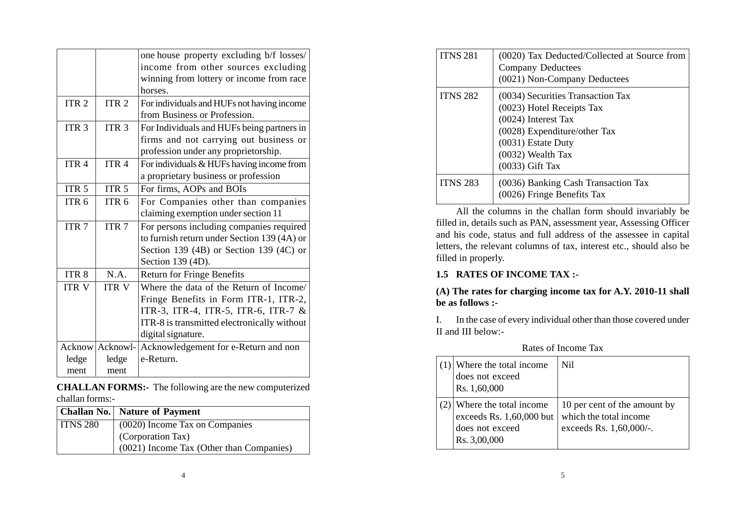|  |  | one house property excluding b/f losses/ income from other sources excluding winning from lottery or income from race horses. |
|---|---|---|
| ITR 2 | ITR 2 | For individuals and HUFs not having income from Business or Profession. |
| ITR 3 | ITR 3 | For Individuals and HUFs being partners in firms and not carrying out business or profession under any proprietorship. |
| ITR 4 | ITR 4 | For individuals & HUFs having income from a proprietary business or profession |
| ITR 5 | ITR 5 | For firms, AOPs and BOIs |
| ITR 6 | ITR 6 | For Companies other than companies claiming exemption under section 11 |
| ITR 7 | ITR 7 | For persons including companies required to furnish return under Section 139 (4A) or Section 139 (4B) or Section 139 (4C) or Section 139 (4D). |
| ITR 8 | N.A. | Return for Fringe Benefits |
| ITR V | ITR V | Where the data of the Return of Income/ Fringe Benefits in Form ITR-1, ITR-2, ITR-3, ITR-4, ITR-5, ITR-6, ITR-7 & ITR-8 is transmitted electronically without digital signature. |
| Acknowledgement | Acknowledgement | Acknowledgement for e-Return and non e-Return. |

**CHALLAN FORMS:-** The following are the new computerized challan forms:-

| Challan No. | Nature of Payment |
|---|---|
| ITNS 280 | (0020) Income Tax on Companies (Corporation Tax)<br>(0021) Income Tax (Other than Companies) |
| ITNS 281 | (0020) Tax Deducted/Collected at Source from Company Deductees<br>(0021) Non-Company Deductees |
| ITNS 282 | (0034) Securities Transaction Tax<br>(0023) Hotel Receipts Tax<br>(0024) Interest Tax<br>(0028) Expenditure/other Tax<br>(0031) Estate Duty<br>(0032) Wealth Tax<br>(0033) Gift Tax |
| ITNS 283 | (0036) Banking Cash Transaction Tax<br>(0026) Fringe Benefits Tax |

All the columns in the challan form should invariably be filled in, details such as PAN, assessment year, Assessing Officer and his code, status and full address of the assessee in capital letters, the relevant columns of tax, interest etc., should also be filled in properly.

## 1.5 RATES OF INCOME TAX :-

**(A) The rates for charging income tax for A.Y. 2010-11 shall be as follows :-**

I. In the case of every individual other than those covered under II and III below:-

Rates of Income Tax

| | | |
|---|---|---|
| (1) | Where the total income does not exceed Rs. 1,60,000 | Nil |
| (2) | Where the total income exceeds Rs. 1,60,000 but does not exceed Rs. 3,00,000 | 10 per cent of the amount by which the total income exceeds Rs. 1,60,000/-. |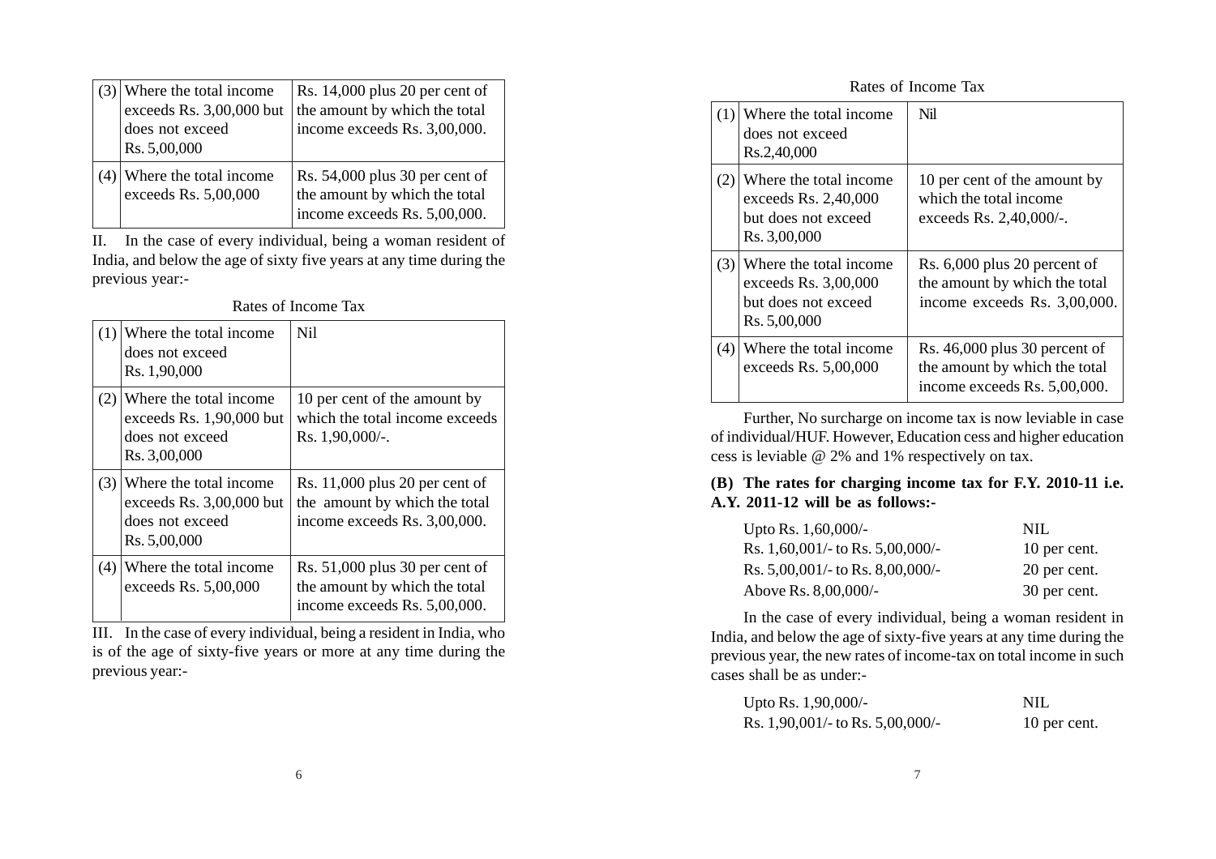| | | |
|---|---|---|
| (3) | Where the total income exceeds Rs. 3,00,000 but does not exceed Rs. 5,00,000 | Rs. 14,000 plus 20 per cent of the amount by which the total income exceeds Rs. 3,00,000. |
| (4) | Where the total income exceeds Rs. 5,00,000 | Rs. 54,000 plus 30 per cent of the amount by which the total income exceeds Rs. 5,00,000. |

II. In the case of every individual, being a woman resident of India, and below the age of sixty five years at any time during the previous year:-

Rates of Income Tax

| | | |
|---|---|---|
| (1) | Where the total income does not exceed Rs. 1,90,000 | Nil |
| (2) | Where the total income exceeds Rs. 1,90,000 but does not exceed Rs. 3,00,000 | 10 per cent of the amount by which the total income exceeds Rs. 1,90,000/-. |
| (3) | Where the total income exceeds Rs. 3,00,000 but does not exceed Rs. 5,00,000 | Rs. 11,000 plus 20 per cent of the amount by which the total income exceeds Rs. 3,00,000. |
| (4) | Where the total income exceeds Rs. 5,00,000 | Rs. 51,000 plus 30 per cent of the amount by which the total income exceeds Rs. 5,00,000. |

III. In the case of every individual, being a resident in India, who is of the age of sixty-five years or more at any time during the previous year:-

Rates of Income Tax

| | | |
|---|---|---|
| (1) | Where the total income does not exceed Rs.2,40,000 | Nil |
| (2) | Where the total income exceeds Rs. 2,40,000 but does not exceed Rs. 3,00,000 | 10 per cent of the amount by which the total income exceeds Rs. 2,40,000/-. |
| (3) | Where the total income exceeds Rs. 3,00,000 but does not exceed Rs. 5,00,000 | Rs. 6,000 plus 20 percent of the amount by which the total income exceeds Rs. 3,00,000. |
| (4) | Where the total income exceeds Rs. 5,00,000 | Rs. 46,000 plus 30 percent of the amount by which the total income exceeds Rs. 5,00,000. |

Further, No surcharge on income tax is now leviable in case of individual/HUF. However, Education cess and higher education cess is leviable @ 2% and 1% respectively on tax.

**(B) The rates for charging income tax for F.Y. 2010-11 i.e. A.Y. 2011-12 will be as follows:-**

| | |
|---|---|
| Upto Rs. 1,60,000/- | NIL |
| Rs. 1,60,001/- to Rs. 5,00,000/- | 10 per cent. |
| Rs. 5,00,001/- to Rs. 8,00,000/- | 20 per cent. |
| Above Rs. 8,00,000/- | 30 per cent. |

In the case of every individual, being a woman resident in India, and below the age of sixty-five years at any time during the previous year, the new rates of income-tax on total income in such cases shall be as under:-

| | |
|---|---|
| Upto Rs. 1,90,000/- | NIL |
| Rs. 1,90,001/- to Rs. 5,00,000/- | 10 per cent. |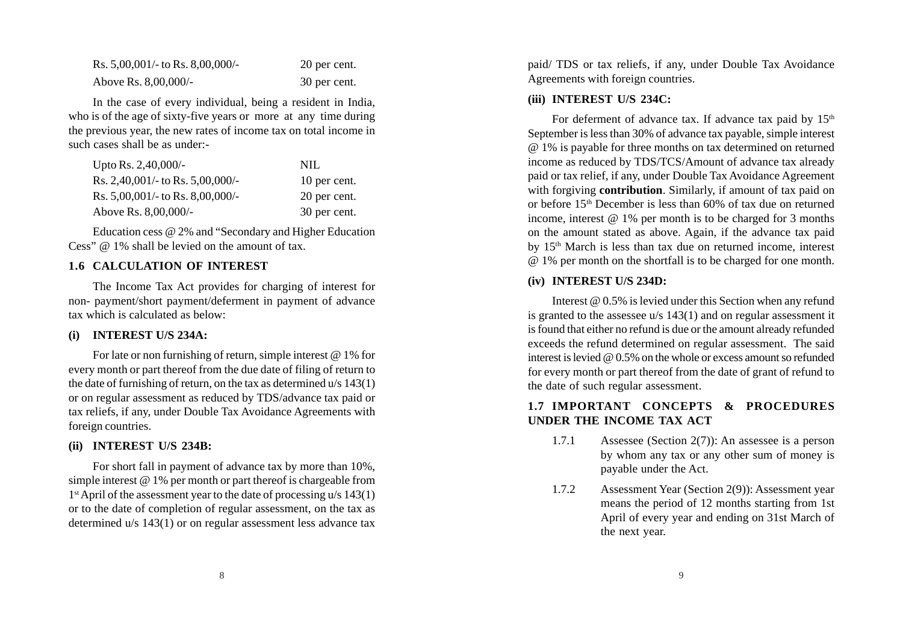| | |
|---|---|
| Rs. 5,00,001/- to Rs. 8,00,000/- | 20 per cent. |
| Above Rs. 8,00,000/- | 30 per cent. |

In the case of every individual, being a resident in India, who is of the age of sixty-five years or more at any time during the previous year, the new rates of income tax on total income in such cases shall be as under:-

| | |
|---|---|
| Upto Rs. 2,40,000/- | NIL |
| Rs. 2,40,001/- to Rs. 5,00,000/- | 10 per cent. |
| Rs. 5,00,001/- to Rs. 8,00,000/- | 20 per cent. |
| Above Rs. 8,00,000/- | 30 per cent. |

Education cess @ 2% and "Secondary and Higher Education Cess" @ 1% shall be levied on the amount of tax.

## 1.6 CALCULATION OF INTEREST

The Income Tax Act provides for charging of interest for non- payment/short payment/deferment in payment of advance tax which is calculated as below:

### (i) INTEREST U/S 234A:

For late or non furnishing of return, simple interest @ 1% for every month or part thereof from the due date of filing of return to the date of furnishing of return, on the tax as determined u/s 143(1) or on regular assessment as reduced by TDS/advance tax paid or tax reliefs, if any, under Double Tax Avoidance Agreements with foreign countries.

### (ii) INTEREST U/S 234B:

For short fall in payment of advance tax by more than 10%, simple interest @ 1% per month or part thereof is chargeable from 1st April of the assessment year to the date of processing u/s 143(1) or to the date of completion of regular assessment, on the tax as determined u/s 143(1) or on regular assessment less advance tax paid/ TDS or tax reliefs, if any, under Double Tax Avoidance Agreements with foreign countries.

### (iii) INTEREST U/S 234C:

For deferment of advance tax. If advance tax paid by 15th September is less than 30% of advance tax payable, simple interest @ 1% is payable for three months on tax determined on returned income as reduced by TDS/TCS/Amount of advance tax already paid or tax relief, if any, under Double Tax Avoidance Agreement with forgiving **contribution**. Similarly, if amount of tax paid on or before 15th December is less than 60% of tax due on returned income, interest @ 1% per month is to be charged for 3 months on the amount stated as above. Again, if the advance tax paid by 15th March is less than tax due on returned income, interest @ 1% per month on the shortfall is to be charged for one month.

### (iv) INTEREST U/S 234D:

Interest @ 0.5% is levied under this Section when any refund is granted to the assessee u/s 143(1) and on regular assessment it is found that either no refund is due or the amount already refunded exceeds the refund determined on regular assessment. The said interest is levied @ 0.5% on the whole or excess amount so refunded for every month or part thereof from the date of grant of refund to the date of such regular assessment.

## 1.7 IMPORTANT CONCEPTS & PROCEDURES UNDER THE INCOME TAX ACT

1.7.1 Assessee (Section 2(7)): An assessee is a person by whom any tax or any other sum of money is payable under the Act.

1.7.2 Assessment Year (Section 2(9)): Assessment year means the period of 12 months starting from 1st April of every year and ending on 31st March of the next year.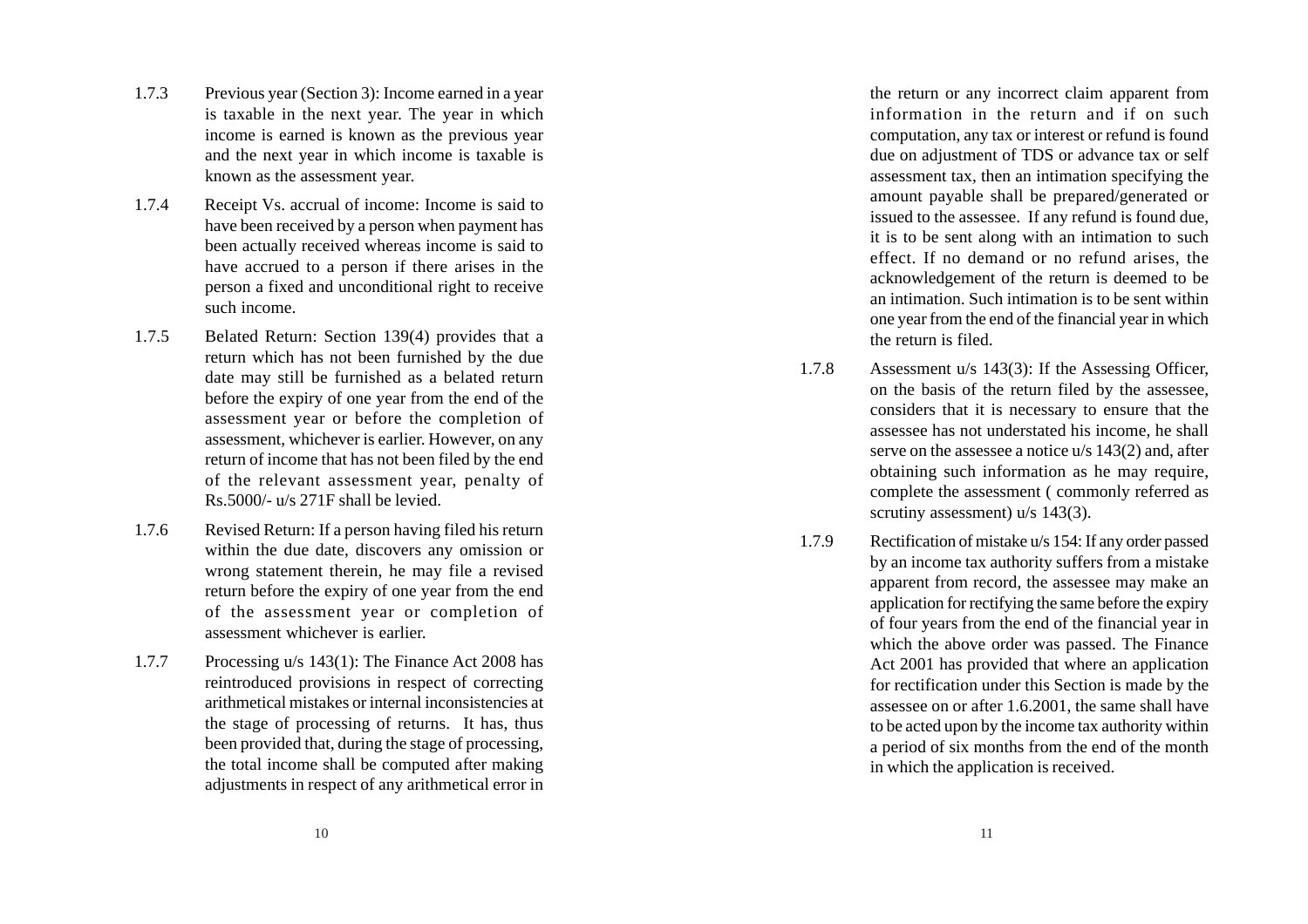1.7.3 Previous year (Section 3): Income earned in a year is taxable in the next year. The year in which income is earned is known as the previous year and the next year in which income is taxable is known as the assessment year.

1.7.4 Receipt Vs. accrual of income: Income is said to have been received by a person when payment has been actually received whereas income is said to have accrued to a person if there arises in the person a fixed and unconditional right to receive such income.

1.7.5 Belated Return: Section 139(4) provides that a return which has not been furnished by the due date may still be furnished as a belated return before the expiry of one year from the end of the assessment year or before the completion of assessment, whichever is earlier. However, on any return of income that has not been filed by the end of the relevant assessment year, penalty of Rs.5000/- u/s 271F shall be levied.

1.7.6 Revised Return: If a person having filed his return within the due date, discovers any omission or wrong statement therein, he may file a revised return before the expiry of one year from the end of the assessment year or completion of assessment whichever is earlier.

1.7.7 Processing u/s 143(1): The Finance Act 2008 has reintroduced provisions in respect of correcting arithmetical mistakes or internal inconsistencies at the stage of processing of returns. It has, thus been provided that, during the stage of processing, the total income shall be computed after making adjustments in respect of any arithmetical error in the return or any incorrect claim apparent from information in the return and if on such computation, any tax or interest or refund is found due on adjustment of TDS or advance tax or self assessment tax, then an intimation specifying the amount payable shall be prepared/generated or issued to the assessee. If any refund is found due, it is to be sent along with an intimation to such effect. If no demand or no refund arises, the acknowledgement of the return is deemed to be an intimation. Such intimation is to be sent within one year from the end of the financial year in which the return is filed.

1.7.8 Assessment u/s 143(3): If the Assessing Officer, on the basis of the return filed by the assessee, considers that it is necessary to ensure that the assessee has not understated his income, he shall serve on the assessee a notice u/s 143(2) and, after obtaining such information as he may require, complete the assessment ( commonly referred as scrutiny assessment) u/s 143(3).

1.7.9 Rectification of mistake u/s 154: If any order passed by an income tax authority suffers from a mistake apparent from record, the assessee may make an application for rectifying the same before the expiry of four years from the end of the financial year in which the above order was passed. The Finance Act 2001 has provided that where an application for rectification under this Section is made by the assessee on or after 1.6.2001, the same shall have to be acted upon by the income tax authority within a period of six months from the end of the month in which the application is received.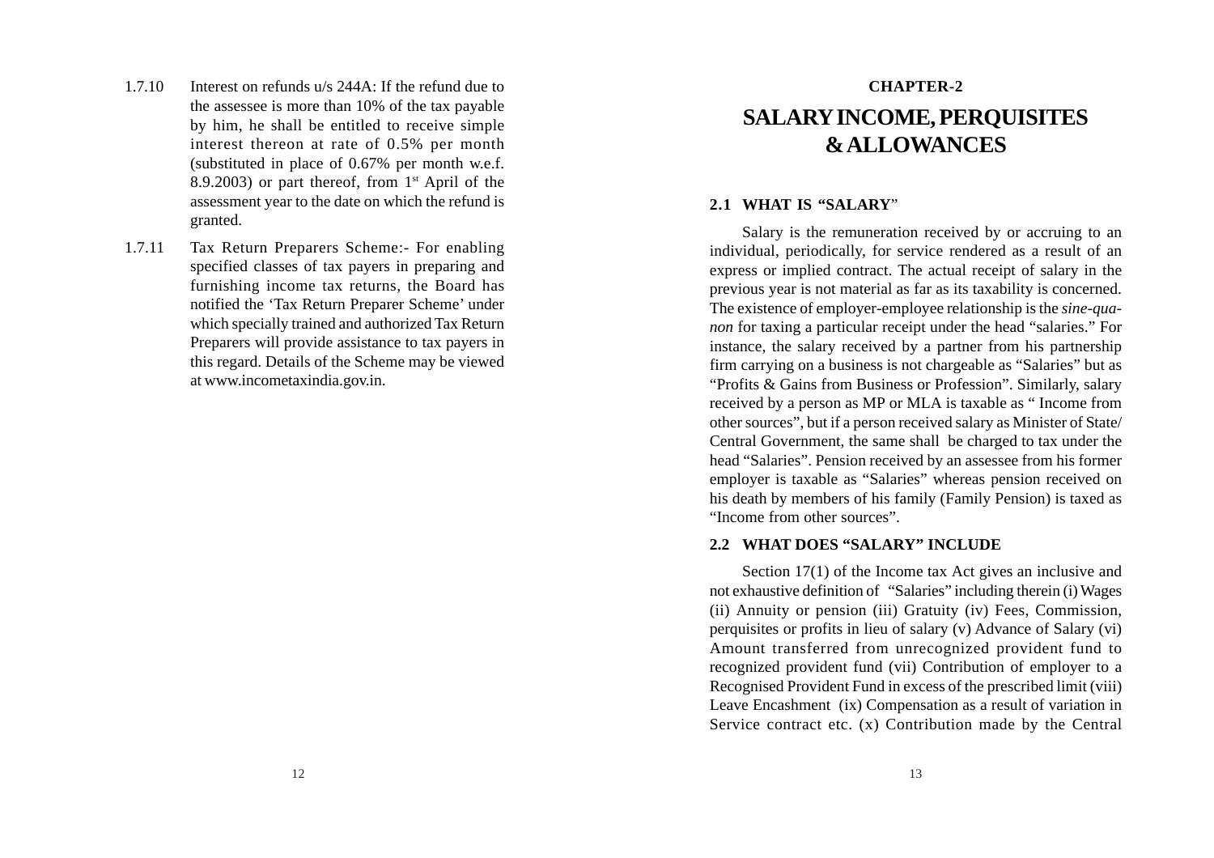1.7.10 Interest on refunds u/s 244A: If the refund due to the assessee is more than 10% of the tax payable by him, he shall be entitled to receive simple interest thereon at rate of 0.5% per month (substituted in place of 0.67% per month w.e.f. 8.9.2003) or part thereof, from 1st April of the assessment year to the date on which the refund is granted.

1.7.11 Tax Return Preparers Scheme:- For enabling specified classes of tax payers in preparing and furnishing income tax returns, the Board has notified the 'Tax Return Preparer Scheme' under which specially trained and authorized Tax Return Preparers will provide assistance to tax payers in this regard. Details of the Scheme may be viewed at www.incometaxindia.gov.in.

# CHAPTER-2

# SALARY INCOME, PERQUISITES & ALLOWANCES

## 2.1 WHAT IS "SALARY"

Salary is the remuneration received by or accruing to an individual, periodically, for service rendered as a result of an express or implied contract. The actual receipt of salary in the previous year is not material as far as its taxability is concerned. The existence of employer-employee relationship is the *sine-qua-non* for taxing a particular receipt under the head "salaries." For instance, the salary received by a partner from his partnership firm carrying on a business is not chargeable as "Salaries" but as "Profits & Gains from Business or Profession". Similarly, salary received by a person as MP or MLA is taxable as " Income from other sources", but if a person received salary as Minister of State/ Central Government, the same shall be charged to tax under the head "Salaries". Pension received by an assessee from his former employer is taxable as "Salaries" whereas pension received on his death by members of his family (Family Pension) is taxed as "Income from other sources".

## 2.2 WHAT DOES "SALARY" INCLUDE

Section 17(1) of the Income tax Act gives an inclusive and not exhaustive definition of "Salaries" including therein (i) Wages (ii) Annuity or pension (iii) Gratuity (iv) Fees, Commission, perquisites or profits in lieu of salary (v) Advance of Salary (vi) Amount transferred from unrecognized provident fund to recognized provident fund (vii) Contribution of employer to a Recognised Provident Fund in excess of the prescribed limit (viii) Leave Encashment (ix) Compensation as a result of variation in Service contract etc. (x) Contribution made by the Central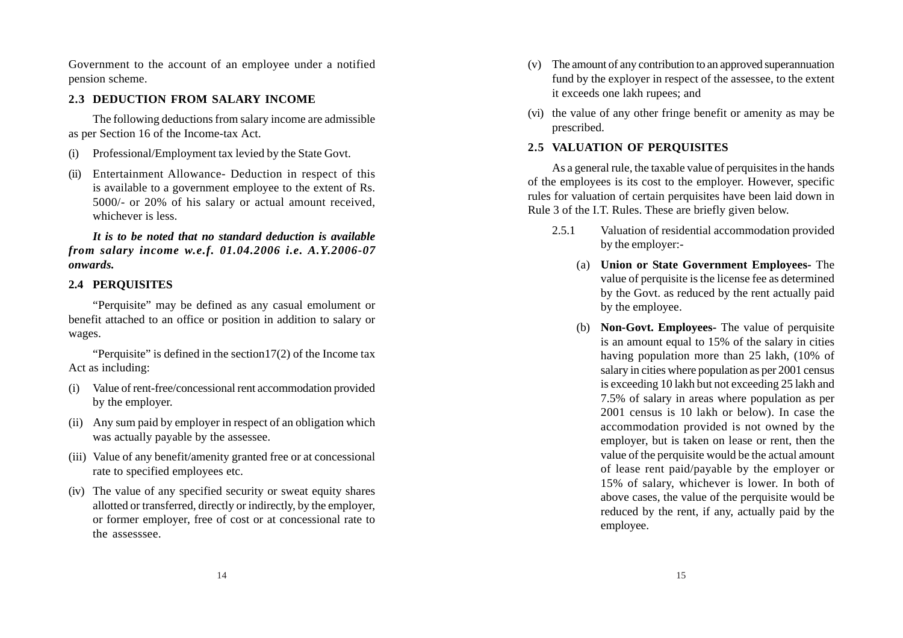Government to the account of an employee under a notified pension scheme.

### 2.3 DEDUCTION FROM SALARY INCOME

The following deductions from salary income are admissible as per Section 16 of the Income-tax Act.

(i) Professional/Employment tax levied by the State Govt.

(ii) Entertainment Allowance- Deduction in respect of this is available to a government employee to the extent of Rs. 5000/- or 20% of his salary or actual amount received, whichever is less.

***It is to be noted that no standard deduction is available from salary income w.e.f. 01.04.2006 i.e. A.Y.2006-07 onwards.***

### 2.4 PERQUISITES

"Perquisite" may be defined as any casual emolument or benefit attached to an office or position in addition to salary or wages.

"Perquisite" is defined in the section17(2) of the Income tax Act as including:

(i) Value of rent-free/concessional rent accommodation provided by the employer.

(ii) Any sum paid by employer in respect of an obligation which was actually payable by the assessee.

(iii) Value of any benefit/amenity granted free or at concessional rate to specified employees etc.

(iv) The value of any specified security or sweat equity shares allotted or transferred, directly or indirectly, by the employer, or former employer, free of cost or at concessional rate to the assesssee.

(v) The amount of any contribution to an approved superannuation fund by the exployer in respect of the assessee, to the extent it exceeds one lakh rupees; and

(vi) the value of any other fringe benefit or amenity as may be prescribed.

### 2.5 VALUATION OF PERQUISITES

As a general rule, the taxable value of perquisites in the hands of the employees is its cost to the employer. However, specific rules for valuation of certain perquisites have been laid down in Rule 3 of the I.T. Rules. These are briefly given below.

2.5.1 Valuation of residential accommodation provided by the employer:-

(a) **Union or State Government Employees-** The value of perquisite is the license fee as determined by the Govt. as reduced by the rent actually paid by the employee.

(b) **Non-Govt. Employees-** The value of perquisite is an amount equal to 15% of the salary in cities having population more than 25 lakh, (10% of salary in cities where population as per 2001 census is exceeding 10 lakh but not exceeding 25 lakh and 7.5% of salary in areas where population as per 2001 census is 10 lakh or below). In case the accommodation provided is not owned by the employer, but is taken on lease or rent, then the value of the perquisite would be the actual amount of lease rent paid/payable by the employer or 15% of salary, whichever is lower. In both of above cases, the value of the perquisite would be reduced by the rent, if any, actually paid by the employee.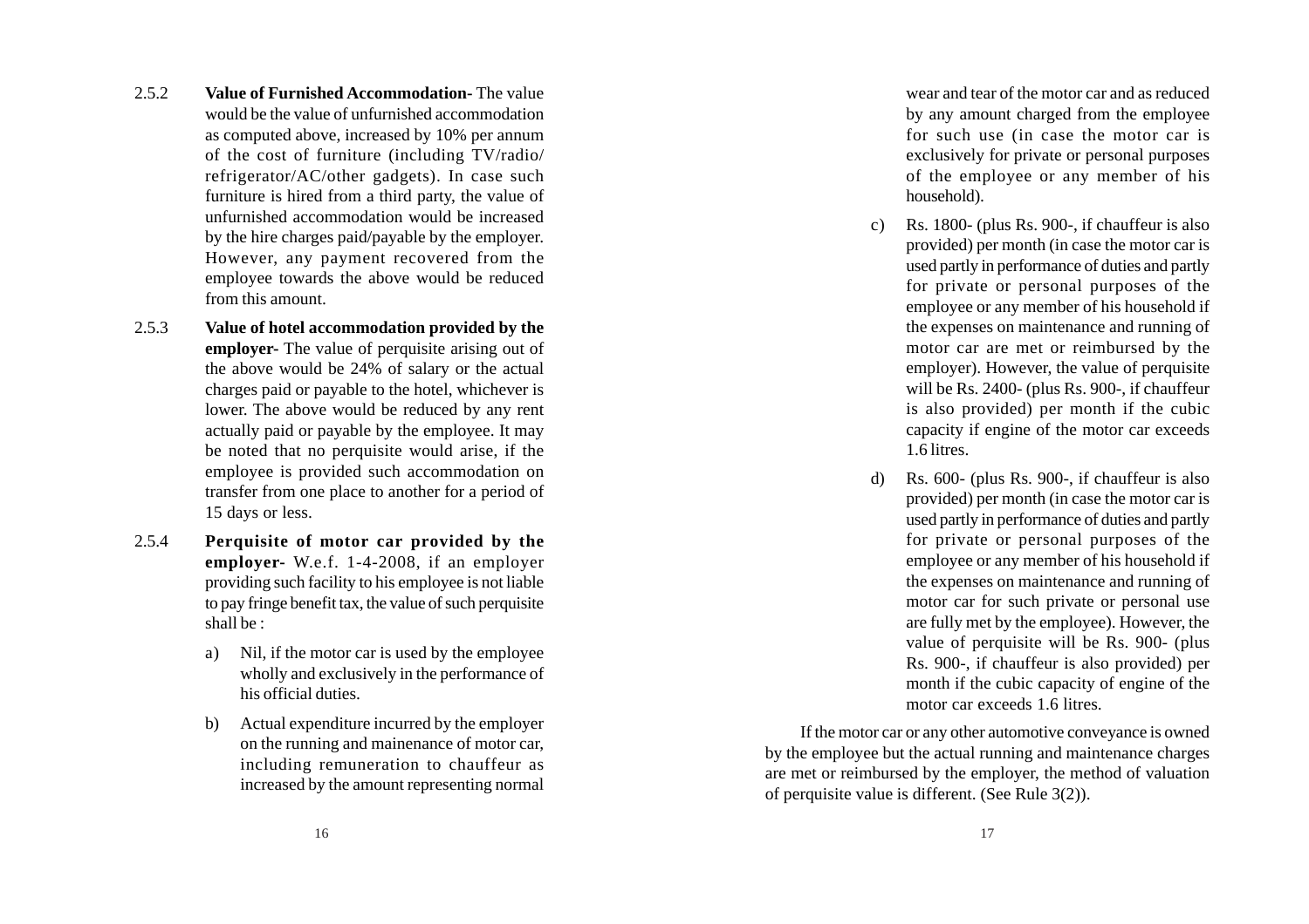2.5.2 **Value of Furnished Accommodation-** The value would be the value of unfurnished accommodation as computed above, increased by 10% per annum of the cost of furniture (including TV/radio/ refrigerator/AC/other gadgets). In case such furniture is hired from a third party, the value of unfurnished accommodation would be increased by the hire charges paid/payable by the employer. However, any payment recovered from the employee towards the above would be reduced from this amount.

2.5.3 **Value of hotel accommodation provided by the employer-** The value of perquisite arising out of the above would be 24% of salary or the actual charges paid or payable to the hotel, whichever is lower. The above would be reduced by any rent actually paid or payable by the employee. It may be noted that no perquisite would arise, if the employee is provided such accommodation on transfer from one place to another for a period of 15 days or less.

2.5.4 **Perquisite of motor car provided by the employer-** W.e.f. 1-4-2008, if an employer providing such facility to his employee is not liable to pay fringe benefit tax, the value of such perquisite shall be :

a) Nil, if the motor car is used by the employee wholly and exclusively in the performance of his official duties.

b) Actual expenditure incurred by the employer on the running and mainenance of motor car, including remuneration to chauffeur as increased by the amount representing normal wear and tear of the motor car and as reduced by any amount charged from the employee for such use (in case the motor car is exclusively for private or personal purposes of the employee or any member of his household).

c) Rs. 1800- (plus Rs. 900-, if chauffeur is also provided) per month (in case the motor car is used partly in performance of duties and partly for private or personal purposes of the employee or any member of his household if the expenses on maintenance and running of motor car are met or reimbursed by the employer). However, the value of perquisite will be Rs. 2400- (plus Rs. 900-, if chauffeur is also provided) per month if the cubic capacity if engine of the motor car exceeds 1.6 litres.

d) Rs. 600- (plus Rs. 900-, if chauffeur is also provided) per month (in case the motor car is used partly in performance of duties and partly for private or personal purposes of the employee or any member of his household if the expenses on maintenance and running of motor car for such private or personal use are fully met by the employee). However, the value of perquisite will be Rs. 900- (plus Rs. 900-, if chauffeur is also provided) per month if the cubic capacity of engine of the motor car exceeds 1.6 litres.

If the motor car or any other automotive conveyance is owned by the employee but the actual running and maintenance charges are met or reimbursed by the employer, the method of valuation of perquisite value is different. (See Rule 3(2)).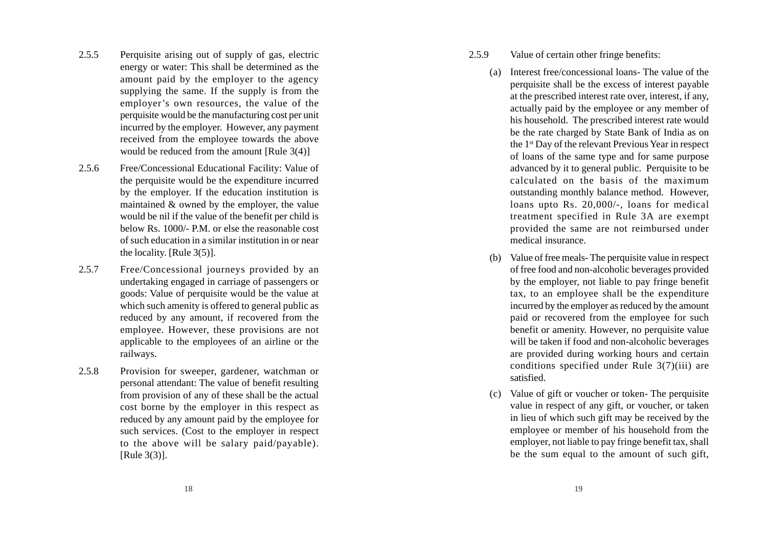2.5.5 Perquisite arising out of supply of gas, electric energy or water: This shall be determined as the amount paid by the employer to the agency supplying the same. If the supply is from the employer's own resources, the value of the perquisite would be the manufacturing cost per unit incurred by the employer. However, any payment received from the employee towards the above would be reduced from the amount [Rule 3(4)]

2.5.6 Free/Concessional Educational Facility: Value of the perquisite would be the expenditure incurred by the employer. If the education institution is maintained & owned by the employer, the value would be nil if the value of the benefit per child is below Rs. 1000/- P.M. or else the reasonable cost of such education in a similar institution in or near the locality. [Rule 3(5)].

2.5.7 Free/Concessional journeys provided by an undertaking engaged in carriage of passengers or goods: Value of perquisite would be the value at which such amenity is offered to general public as reduced by any amount, if recovered from the employee. However, these provisions are not applicable to the employees of an airline or the railways.

2.5.8 Provision for sweeper, gardener, watchman or personal attendant: The value of benefit resulting from provision of any of these shall be the actual cost borne by the employer in this respect as reduced by any amount paid by the employee for such services. (Cost to the employer in respect to the above will be salary paid/payable). [Rule 3(3)].

2.5.9 Value of certain other fringe benefits:

(a) Interest free/concessional loans- The value of the perquisite shall be the excess of interest payable at the prescribed interest rate over, interest, if any, actually paid by the employee or any member of his household. The prescribed interest rate would be the rate charged by State Bank of India as on the 1st Day of the relevant Previous Year in respect of loans of the same type and for same purpose advanced by it to general public. Perquisite to be calculated on the basis of the maximum outstanding monthly balance method. However, loans upto Rs. 20,000/-, loans for medical treatment specified in Rule 3A are exempt provided the same are not reimbursed under medical insurance.

(b) Value of free meals- The perquisite value in respect of free food and non-alcoholic beverages provided by the employer, not liable to pay fringe benefit tax, to an employee shall be the expenditure incurred by the employer as reduced by the amount paid or recovered from the employee for such benefit or amenity. However, no perquisite value will be taken if food and non-alcoholic beverages are provided during working hours and certain conditions specified under Rule 3(7)(iii) are satisfied.

(c) Value of gift or voucher or token- The perquisite value in respect of any gift, or voucher, or taken in lieu of which such gift may be received by the employee or member of his household from the employer, not liable to pay fringe benefit tax, shall be the sum equal to the amount of such gift,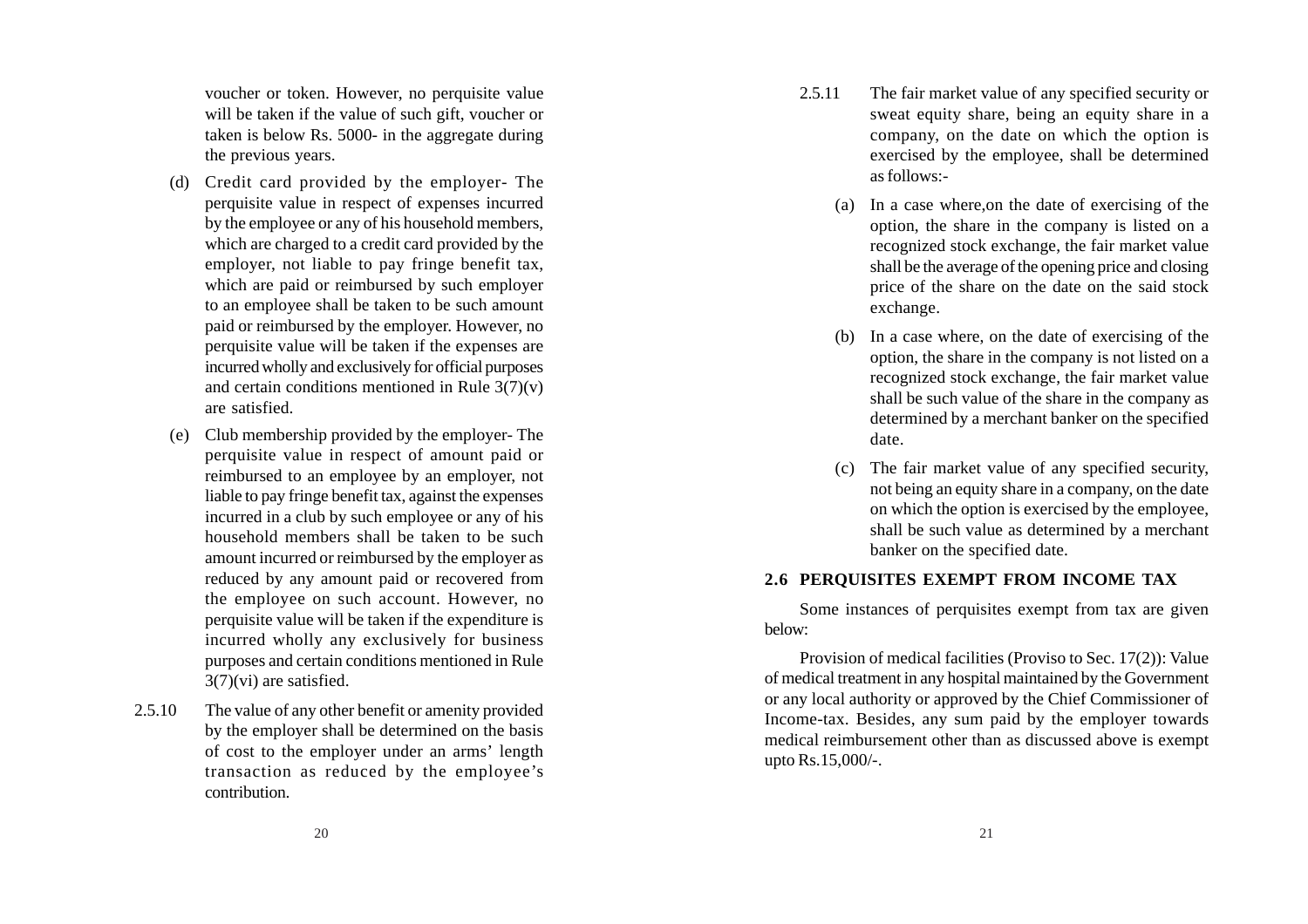voucher or token. However, no perquisite value will be taken if the value of such gift, voucher or taken is below Rs. 5000- in the aggregate during the previous years.

(d) Credit card provided by the employer- The perquisite value in respect of expenses incurred by the employee or any of his household members, which are charged to a credit card provided by the employer, not liable to pay fringe benefit tax, which are paid or reimbursed by such employer to an employee shall be taken to be such amount paid or reimbursed by the employer. However, no perquisite value will be taken if the expenses are incurred wholly and exclusively for official purposes and certain conditions mentioned in Rule 3(7)(v) are satisfied.

(e) Club membership provided by the employer- The perquisite value in respect of amount paid or reimbursed to an employee by an employer, not liable to pay fringe benefit tax, against the expenses incurred in a club by such employee or any of his household members shall be taken to be such amount incurred or reimbursed by the employer as reduced by any amount paid or recovered from the employee on such account. However, no perquisite value will be taken if the expenditure is incurred wholly any exclusively for business purposes and certain conditions mentioned in Rule 3(7)(vi) are satisfied.

2.5.10 The value of any other benefit or amenity provided by the employer shall be determined on the basis of cost to the employer under an arms' length transaction as reduced by the employee's contribution.

2.5.11 The fair market value of any specified security or sweat equity share, being an equity share in a company, on the date on which the option is exercised by the employee, shall be determined as follows:-

(a) In a case where,on the date of exercising of the option, the share in the company is listed on a recognized stock exchange, the fair market value shall be the average of the opening price and closing price of the share on the date on the said stock exchange.

(b) In a case where, on the date of exercising of the option, the share in the company is not listed on a recognized stock exchange, the fair market value shall be such value of the share in the company as determined by a merchant banker on the specified date.

(c) The fair market value of any specified security, not being an equity share in a company, on the date on which the option is exercised by the employee, shall be such value as determined by a merchant banker on the specified date.

## 2.6 PERQUISITES EXEMPT FROM INCOME TAX

Some instances of perquisites exempt from tax are given below:

Provision of medical facilities (Proviso to Sec. 17(2)): Value of medical treatment in any hospital maintained by the Government or any local authority or approved by the Chief Commissioner of Income-tax. Besides, any sum paid by the employer towards medical reimbursement other than as discussed above is exempt upto Rs.15,000/-.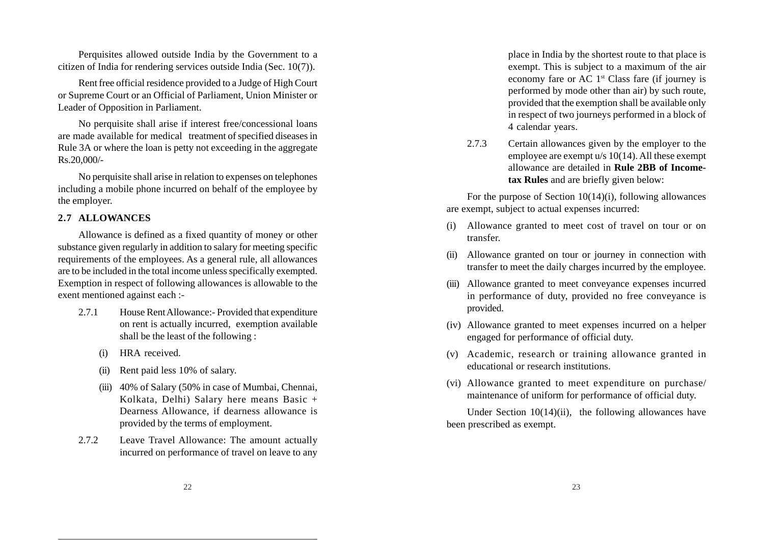Perquisites allowed outside India by the Government to a citizen of India for rendering services outside India (Sec. 10(7)).

Rent free official residence provided to a Judge of High Court or Supreme Court or an Official of Parliament, Union Minister or Leader of Opposition in Parliament.

No perquisite shall arise if interest free/concessional loans are made available for medical treatment of specified diseases in Rule 3A or where the loan is petty not exceeding in the aggregate Rs.20,000/-

No perquisite shall arise in relation to expenses on telephones including a mobile phone incurred on behalf of the employee by the employer.

## 2.7 ALLOWANCES

Allowance is defined as a fixed quantity of money or other substance given regularly in addition to salary for meeting specific requirements of the employees. As a general rule, all allowances are to be included in the total income unless specifically exempted. Exemption in respect of following allowances is allowable to the exent mentioned against each :-

2.7.1 House Rent Allowance:- Provided that expenditure on rent is actually incurred, exemption available shall be the least of the following :

(i) HRA received.

(ii) Rent paid less 10% of salary.

(iii) 40% of Salary (50% in case of Mumbai, Chennai, Kolkata, Delhi) Salary here means Basic + Dearness Allowance, if dearness allowance is provided by the terms of employment.

2.7.2 Leave Travel Allowance: The amount actually incurred on performance of travel on leave to any place in India by the shortest route to that place is exempt. This is subject to a maximum of the air economy fare or AC 1st Class fare (if journey is performed by mode other than air) by such route, provided that the exemption shall be available only in respect of two journeys performed in a block of 4 calendar years.

2.7.3 Certain allowances given by the employer to the employee are exempt u/s 10(14). All these exempt allowance are detailed in **Rule 2BB of Income-tax Rules** and are briefly given below:

For the purpose of Section 10(14)(i), following allowances are exempt, subject to actual expenses incurred:

(i) Allowance granted to meet cost of travel on tour or on transfer.

(ii) Allowance granted on tour or journey in connection with transfer to meet the daily charges incurred by the employee.

(iii) Allowance granted to meet conveyance expenses incurred in performance of duty, provided no free conveyance is provided.

(iv) Allowance granted to meet expenses incurred on a helper engaged for performance of official duty.

(v) Academic, research or training allowance granted in educational or research institutions.

(vi) Allowance granted to meet expenditure on purchase/ maintenance of uniform for performance of official duty.

Under Section 10(14)(ii), the following allowances have been prescribed as exempt.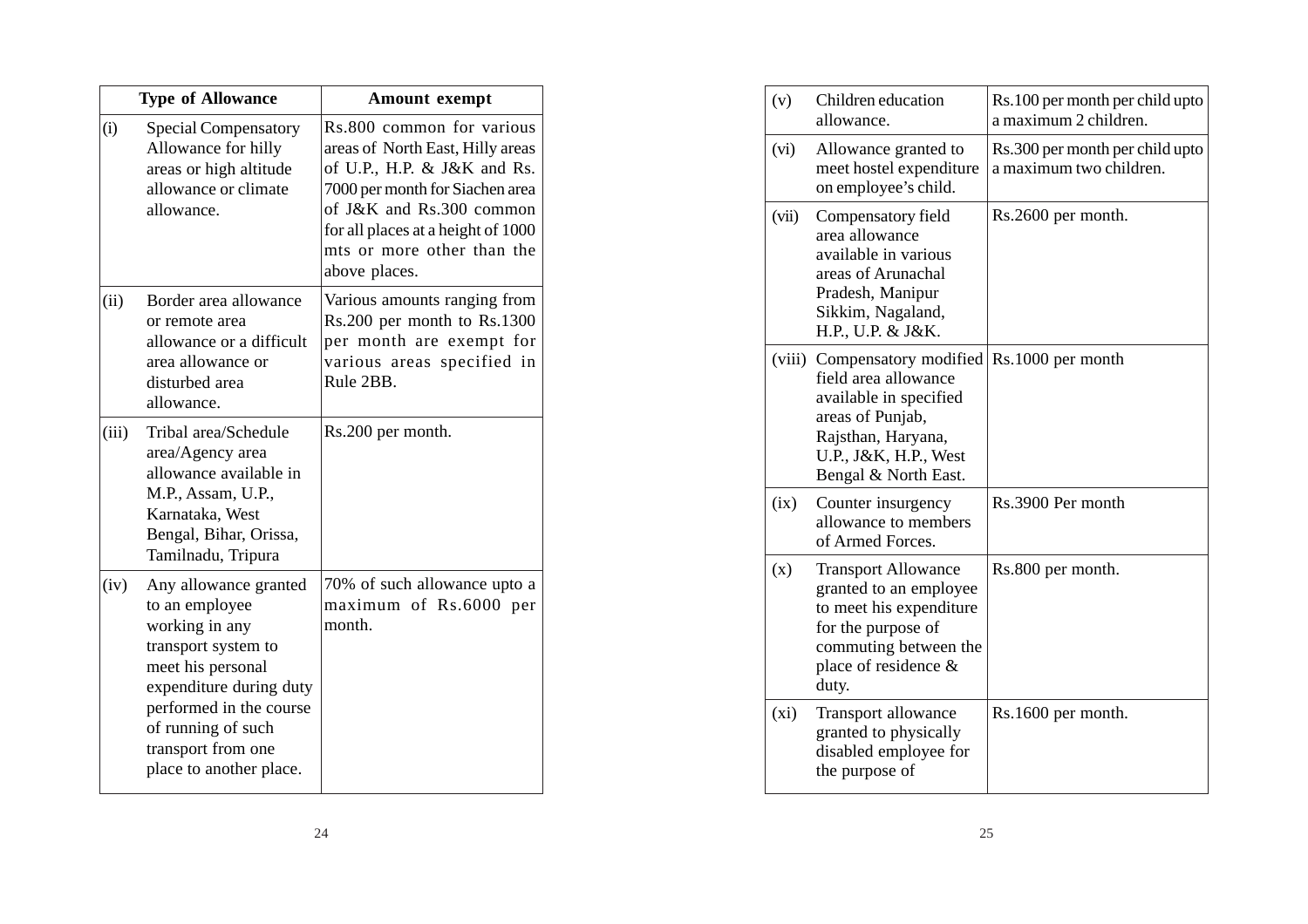| | Type of Allowance | Amount exempt |
|---|---|---|
| (i) | Special Compensatory Allowance for hilly areas or high altitude allowance or climate allowance. | Rs.800 common for various areas of North East, Hilly areas of U.P., H.P. & J&K and Rs. 7000 per month for Siachen area of J&K and Rs.300 common for all places at a height of 1000 mts or more other than the above places. |
| (ii) | Border area allowance or remote area allowance or a difficult area allowance or disturbed area allowance. | Various amounts ranging from Rs.200 per month to Rs.1300 per month are exempt for various areas specified in Rule 2BB. |
| (iii) | Tribal area/Schedule area/Agency area allowance available in M.P., Assam, U.P., Karnataka, West Bengal, Bihar, Orissa, Tamilnadu, Tripura | Rs.200 per month. |
| (iv) | Any allowance granted to an employee working in any transport system to meet his personal expenditure during duty performed in the course of running of such transport from one place to another place. | 70% of such allowance upto a maximum of Rs.6000 per month. |
| (v) | Children education allowance. | Rs.100 per month per child upto a maximum 2 children. |
| (vi) | Allowance granted to meet hostel expenditure on employee's child. | Rs.300 per month per child upto a maximum two children. |
| (vii) | Compensatory field area allowance available in various areas of Arunachal Pradesh, Manipur Sikkim, Nagaland, H.P., U.P. & J&K. | Rs.2600 per month. |
| (viii) | Compensatory modified field area allowance available in specified areas of Punjab, Rajsthan, Haryana, U.P., J&K, H.P., West Bengal & North East. | Rs.1000 per month |
| (ix) | Counter insurgency allowance to members of Armed Forces. | Rs.3900 Per month |
| (x) | Transport Allowance granted to an employee to meet his expenditure for the purpose of commuting between the place of residence & duty. | Rs.800 per month. |
| (xi) | Transport allowance granted to physically disabled employee for the purpose of | Rs.1600 per month. |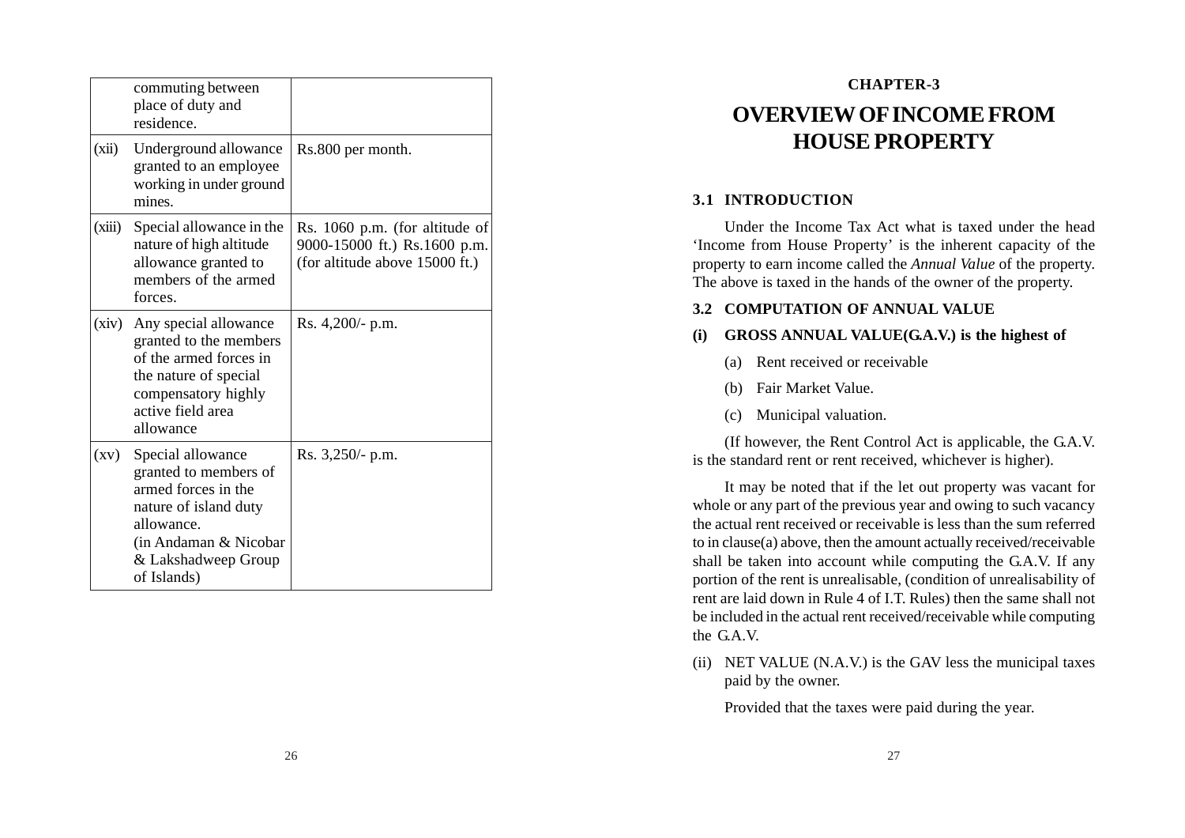| | | |
|---|---|---|
| | commuting between place of duty and residence. | |
| (xii) | Underground allowance granted to an employee working in under ground mines. | Rs.800 per month. |
| (xiii) | Special allowance in the nature of high altitude allowance granted to members of the armed forces. | Rs. 1060 p.m. (for altitude of 9000-15000 ft.) Rs.1600 p.m. (for altitude above 15000 ft.) |
| (xiv) | Any special allowance granted to the members of the armed forces in the nature of special compensatory highly active field area allowance | Rs. 4,200/- p.m. |
| (xv) | Special allowance granted to members of armed forces in the nature of island duty allowance. (in Andaman & Nicobar & Lakshadweep Group of Islands) | Rs. 3,250/- p.m. |

CHAPTER-3

# OVERVIEW OF INCOME FROM HOUSE PROPERTY

## 3.1 INTRODUCTION

Under the Income Tax Act what is taxed under the head 'Income from House Property' is the inherent capacity of the property to earn income called the *Annual Value* of the property. The above is taxed in the hands of the owner of the property.

## 3.2 COMPUTATION OF ANNUAL VALUE

**(i) GROSS ANNUAL VALUE(G.A.V.) is the highest of**

(a) Rent received or receivable

(b) Fair Market Value.

(c) Municipal valuation.

(If however, the Rent Control Act is applicable, the G.A.V. is the standard rent or rent received, whichever is higher).

It may be noted that if the let out property was vacant for whole or any part of the previous year and owing to such vacancy the actual rent received or receivable is less than the sum referred to in clause(a) above, then the amount actually received/receivable shall be taken into account while computing the G.A.V. If any portion of the rent is unrealisable, (condition of unrealisability of rent are laid down in Rule 4 of I.T. Rules) then the same shall not be included in the actual rent received/receivable while computing the G.A.V.

(ii) NET VALUE (N.A.V.) is the GAV less the municipal taxes paid by the owner.

Provided that the taxes were paid during the year.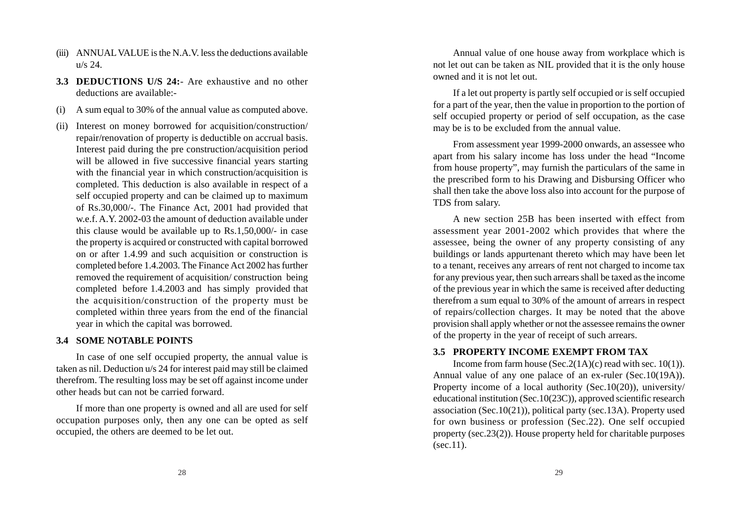(iii) ANNUAL VALUE is the N.A.V. less the deductions available u/s 24.

**3.3 DEDUCTIONS U/S 24:**- Are exhaustive and no other deductions are available:-

(i) A sum equal to 30% of the annual value as computed above.

(ii) Interest on money borrowed for acquisition/construction/repair/renovation of property is deductible on accrual basis. Interest paid during the pre construction/acquisition period will be allowed in five successive financial years starting with the financial year in which construction/acquisition is completed. This deduction is also available in respect of a self occupied property and can be claimed up to maximum of Rs.30,000/-. The Finance Act, 2001 had provided that w.e.f. A.Y. 2002-03 the amount of deduction available under this clause would be available up to Rs.1,50,000/- in case the property is acquired or constructed with capital borrowed on or after 1.4.99 and such acquisition or construction is completed before 1.4.2003. The Finance Act 2002 has further removed the requirement of acquisition/ construction being completed before 1.4.2003 and has simply provided that the acquisition/construction of the property must be completed within three years from the end of the financial year in which the capital was borrowed.

### 3.4 SOME NOTABLE POINTS

In case of one self occupied property, the annual value is taken as nil. Deduction u/s 24 for interest paid may still be claimed therefrom. The resulting loss may be set off against income under other heads but can not be carried forward.

If more than one property is owned and all are used for self occupation purposes only, then any one can be opted as self occupied, the others are deemed to be let out.

Annual value of one house away from workplace which is not let out can be taken as NIL provided that it is the only house owned and it is not let out.

If a let out property is partly self occupied or is self occupied for a part of the year, then the value in proportion to the portion of self occupied property or period of self occupation, as the case may be is to be excluded from the annual value.

From assessment year 1999-2000 onwards, an assessee who apart from his salary income has loss under the head "Income from house property", may furnish the particulars of the same in the prescribed form to his Drawing and Disbursing Officer who shall then take the above loss also into account for the purpose of TDS from salary.

A new section 25B has been inserted with effect from assessment year 2001-2002 which provides that where the assessee, being the owner of any property consisting of any buildings or lands appurtenant thereto which may have been let to a tenant, receives any arrears of rent not charged to income tax for any previous year, then such arrears shall be taxed as the income of the previous year in which the same is received after deducting therefrom a sum equal to 30% of the amount of arrears in respect of repairs/collection charges. It may be noted that the above provision shall apply whether or not the assessee remains the owner of the property in the year of receipt of such arrears.

### 3.5 PROPERTY INCOME EXEMPT FROM TAX

Income from farm house (Sec.2(1A)(c) read with sec. 10(1)). Annual value of any one palace of an ex-ruler (Sec.10(19A)). Property income of a local authority (Sec.10(20)), university/educational institution (Sec.10(23C)), approved scientific research association (Sec.10(21)), political party (sec.13A). Property used for own business or profession (Sec.22). One self occupied property (sec.23(2)). House property held for charitable purposes (sec.11).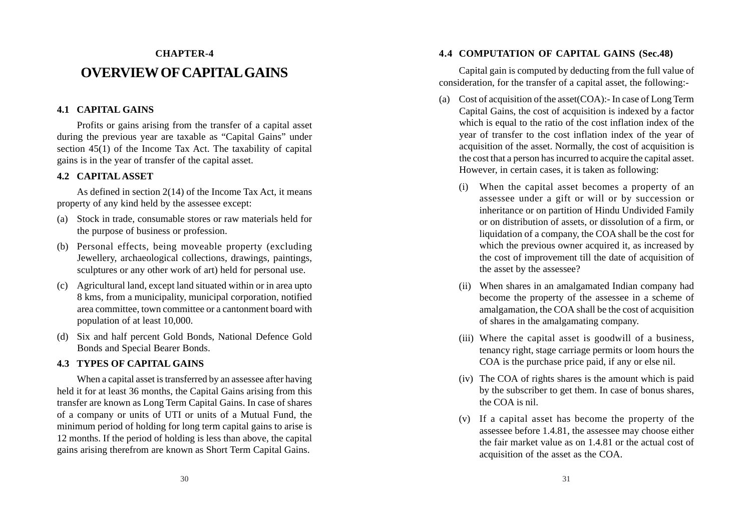# CHAPTER-4

# OVERVIEW OF CAPITAL GAINS

### 4.1 CAPITAL GAINS

Profits or gains arising from the transfer of a capital asset during the previous year are taxable as "Capital Gains" under section 45(1) of the Income Tax Act. The taxability of capital gains is in the year of transfer of the capital asset.

### 4.2 CAPITAL ASSET

As defined in section 2(14) of the Income Tax Act, it means property of any kind held by the assessee except:

(a) Stock in trade, consumable stores or raw materials held for the purpose of business or profession.

(b) Personal effects, being moveable property (excluding Jewellery, archaeological collections, drawings, paintings, sculptures or any other work of art) held for personal use.

(c) Agricultural land, except land situated within or in area upto 8 kms, from a municipality, municipal corporation, notified area committee, town committee or a cantonment board with population of at least 10,000.

(d) Six and half percent Gold Bonds, National Defence Gold Bonds and Special Bearer Bonds.

### 4.3 TYPES OF CAPITAL GAINS

When a capital asset is transferred by an assessee after having held it for at least 36 months, the Capital Gains arising from this transfer are known as Long Term Capital Gains. In case of shares of a company or units of UTI or units of a Mutual Fund, the minimum period of holding for long term capital gains to arise is 12 months. If the period of holding is less than above, the capital gains arising therefrom are known as Short Term Capital Gains.

### 4.4 COMPUTATION OF CAPITAL GAINS (Sec.48)

Capital gain is computed by deducting from the full value of consideration, for the transfer of a capital asset, the following:-

(a) Cost of acquisition of the asset(COA):- In case of Long Term Capital Gains, the cost of acquisition is indexed by a factor which is equal to the ratio of the cost inflation index of the year of transfer to the cost inflation index of the year of acquisition of the asset. Normally, the cost of acquisition is the cost that a person has incurred to acquire the capital asset. However, in certain cases, it is taken as following:

  (i) When the capital asset becomes a property of an assessee under a gift or will or by succession or inheritance or on partition of Hindu Undivided Family or on distribution of assets, or dissolution of a firm, or liquidation of a company, the COA shall be the cost for which the previous owner acquired it, as increased by the cost of improvement till the date of acquisition of the asset by the assessee?

  (ii) When shares in an amalgamated Indian company had become the property of the assessee in a scheme of amalgamation, the COA shall be the cost of acquisition of shares in the amalgamating company.

  (iii) Where the capital asset is goodwill of a business, tenancy right, stage carriage permits or loom hours the COA is the purchase price paid, if any or else nil.

  (iv) The COA of rights shares is the amount which is paid by the subscriber to get them. In case of bonus shares, the COA is nil.

  (v) If a capital asset has become the property of the assessee before 1.4.81, the assessee may choose either the fair market value as on 1.4.81 or the actual cost of acquisition of the asset as the COA.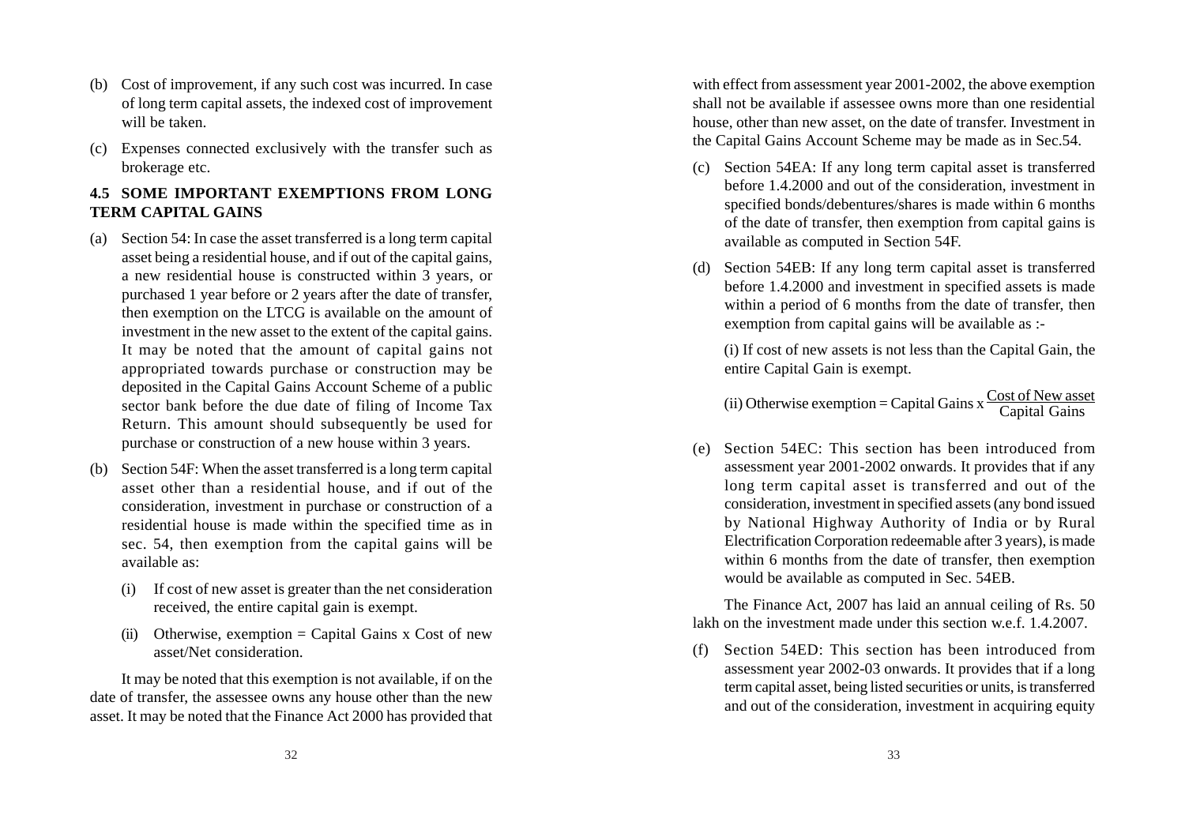(b) Cost of improvement, if any such cost was incurred. In case of long term capital assets, the indexed cost of improvement will be taken.

(c) Expenses connected exclusively with the transfer such as brokerage etc.

### 4.5 SOME IMPORTANT EXEMPTIONS FROM LONG TERM CAPITAL GAINS

(a) Section 54: In case the asset transferred is a long term capital asset being a residential house, and if out of the capital gains, a new residential house is constructed within 3 years, or purchased 1 year before or 2 years after the date of transfer, then exemption on the LTCG is available on the amount of investment in the new asset to the extent of the capital gains. It may be noted that the amount of capital gains not appropriated towards purchase or construction may be deposited in the Capital Gains Account Scheme of a public sector bank before the due date of filing of Income Tax Return. This amount should subsequently be used for purchase or construction of a new house within 3 years.

(b) Section 54F: When the asset transferred is a long term capital asset other than a residential house, and if out of the consideration, investment in purchase or construction of a residential house is made within the specified time as in sec. 54, then exemption from the capital gains will be available as:

   (i) If cost of new asset is greater than the net consideration received, the entire capital gain is exempt.

   (ii) Otherwise, exemption = Capital Gains x Cost of new asset/Net consideration.

It may be noted that this exemption is not available, if on the date of transfer, the assessee owns any house other than the new asset. It may be noted that the Finance Act 2000 has provided that with effect from assessment year 2001-2002, the above exemption shall not be available if assessee owns more than one residential house, other than new asset, on the date of transfer. Investment in the Capital Gains Account Scheme may be made as in Sec.54.

(c) Section 54EA: If any long term capital asset is transferred before 1.4.2000 and out of the consideration, investment in specified bonds/debentures/shares is made within 6 months of the date of transfer, then exemption from capital gains is available as computed in Section 54F.

(d) Section 54EB: If any long term capital asset is transferred before 1.4.2000 and investment in specified assets is made within a period of 6 months from the date of transfer, then exemption from capital gains will be available as :-

   (i) If cost of new assets is not less than the Capital Gain, the entire Capital Gain is exempt.

   (ii) Otherwise exemption = Capital Gains x $\frac{\text{Cost of New asset}}{\text{Capital Gains}}$

(e) Section 54EC: This section has been introduced from assessment year 2001-2002 onwards. It provides that if any long term capital asset is transferred and out of the consideration, investment in specified assets (any bond issued by National Highway Authority of India or by Rural Electrification Corporation redeemable after 3 years), is made within 6 months from the date of transfer, then exemption would be available as computed in Sec. 54EB.

The Finance Act, 2007 has laid an annual ceiling of Rs. 50 lakh on the investment made under this section w.e.f. 1.4.2007.

(f) Section 54ED: This section has been introduced from assessment year 2002-03 onwards. It provides that if a long term capital asset, being listed securities or units, is transferred and out of the consideration, investment in acquiring equity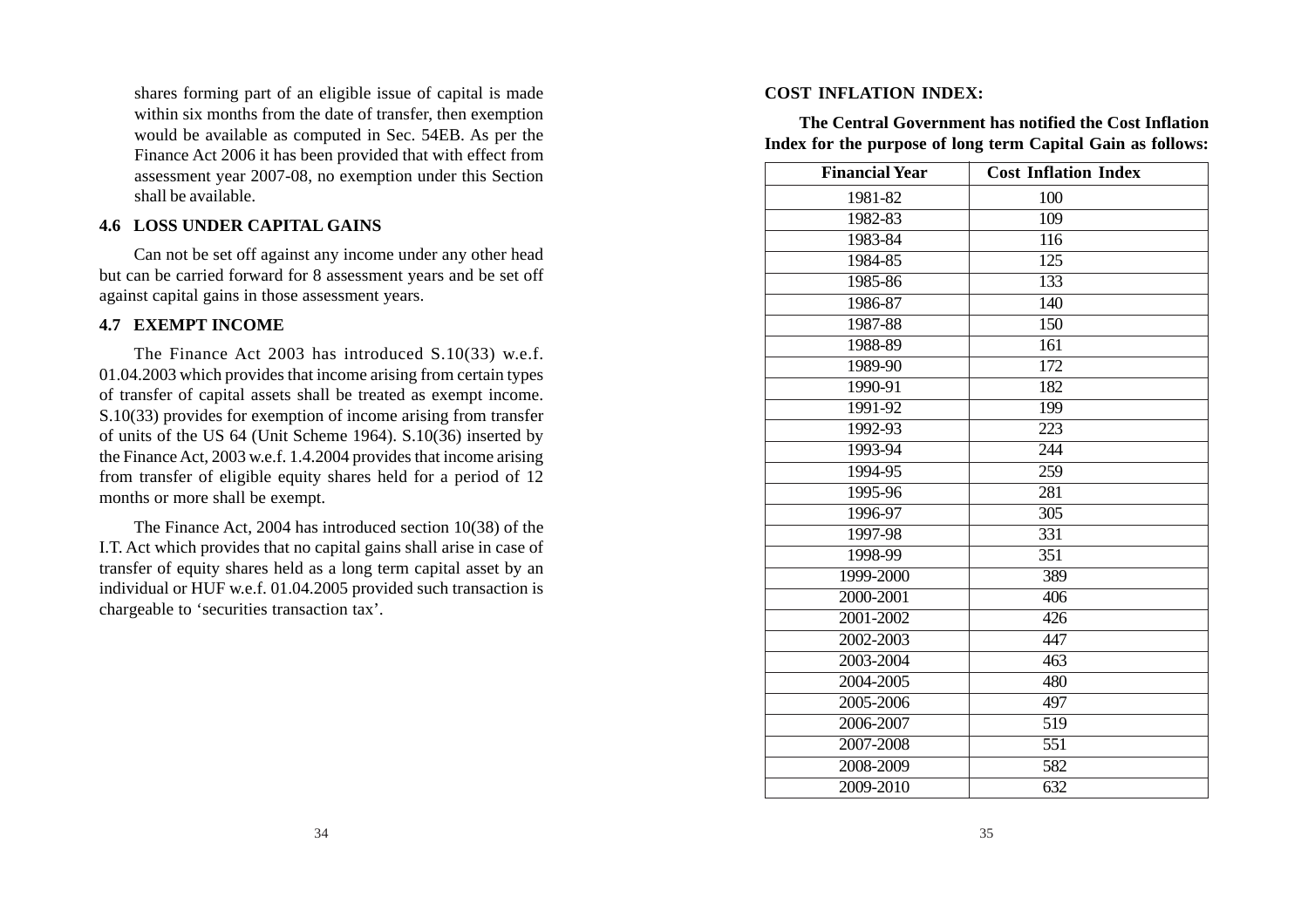shares forming part of an eligible issue of capital is made within six months from the date of transfer, then exemption would be available as computed in Sec. 54EB. As per the Finance Act 2006 it has been provided that with effect from assessment year 2007-08, no exemption under this Section shall be available.

## 4.6 LOSS UNDER CAPITAL GAINS

Can not be set off against any income under any other head but can be carried forward for 8 assessment years and be set off against capital gains in those assessment years.

## 4.7 EXEMPT INCOME

The Finance Act 2003 has introduced S.10(33) w.e.f. 01.04.2003 which provides that income arising from certain types of transfer of capital assets shall be treated as exempt income. S.10(33) provides for exemption of income arising from transfer of units of the US 64 (Unit Scheme 1964). S.10(36) inserted by the Finance Act, 2003 w.e.f. 1.4.2004 provides that income arising from transfer of eligible equity shares held for a period of 12 months or more shall be exempt.

The Finance Act, 2004 has introduced section 10(38) of the I.T. Act which provides that no capital gains shall arise in case of transfer of equity shares held as a long term capital asset by an individual or HUF w.e.f. 01.04.2005 provided such transaction is chargeable to 'securities transaction tax'.

## COST INFLATION INDEX:

**The Central Government has notified the Cost Inflation Index for the purpose of long term Capital Gain as follows:**

| Financial Year | Cost Inflation Index |
|---|---|
| 1981-82 | 100 |
| 1982-83 | 109 |
| 1983-84 | 116 |
| 1984-85 | 125 |
| 1985-86 | 133 |
| 1986-87 | 140 |
| 1987-88 | 150 |
| 1988-89 | 161 |
| 1989-90 | 172 |
| 1990-91 | 182 |
| 1991-92 | 199 |
| 1992-93 | 223 |
| 1993-94 | 244 |
| 1994-95 | 259 |
| 1995-96 | 281 |
| 1996-97 | 305 |
| 1997-98 | 331 |
| 1998-99 | 351 |
| 1999-2000 | 389 |
| 2000-2001 | 406 |
| 2001-2002 | 426 |
| 2002-2003 | 447 |
| 2003-2004 | 463 |
| 2004-2005 | 480 |
| 2005-2006 | 497 |
| 2006-2007 | 519 |
| 2007-2008 | 551 |
| 2008-2009 | 582 |
| 2009-2010 | 632 |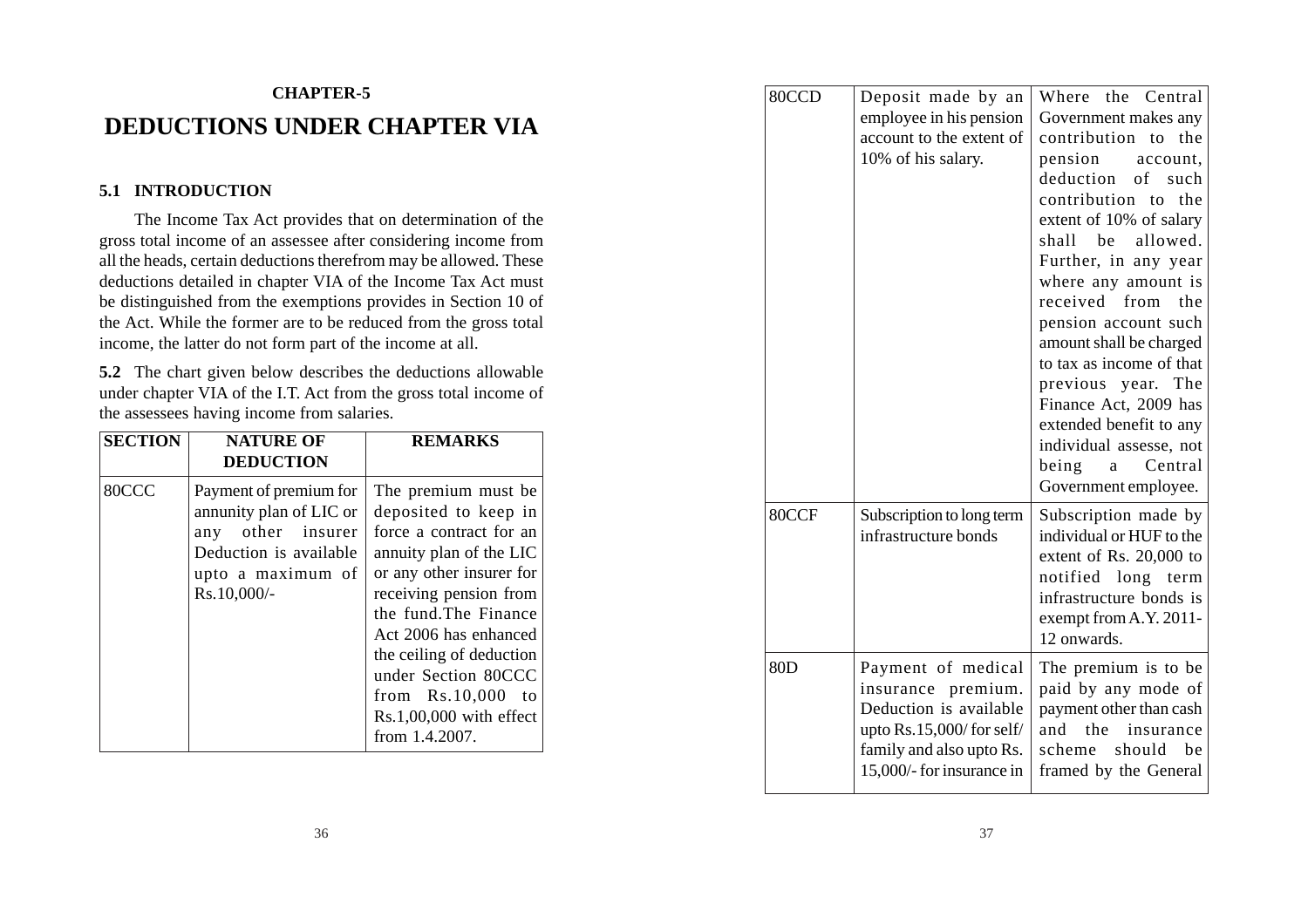**CHAPTER-5**

# DEDUCTIONS UNDER CHAPTER VIA

### 5.1 INTRODUCTION

The Income Tax Act provides that on determination of the gross total income of an assessee after considering income from all the heads, certain deductions therefrom may be allowed. These deductions detailed in chapter VIA of the Income Tax Act must be distinguished from the exemptions provides in Section 10 of the Act. While the former are to be reduced from the gross total income, the latter do not form part of the income at all.

**5.2** The chart given below describes the deductions allowable under chapter VIA of the I.T. Act from the gross total income of the assessees having income from salaries.

| SECTION | NATURE OF DEDUCTION | REMARKS |
|---|---|---|
| 80CCC | Payment of premium for annunity plan of LIC or any other insurer Deduction is available upto a maximum of Rs.10,000/- | The premium must be deposited to keep in force a contract for an annuity plan of the LIC or any other insurer for receiving pension from the fund.The Finance Act 2006 has enhanced the ceiling of deduction under Section 80CCC from Rs.10,000 to Rs.1,00,000 with effect from 1.4.2007. |
| 80CCD | Deposit made by an employee in his pension account to the extent of 10% of his salary. | Where the Central Government makes any contribution to the pension account, deduction of such contribution to the extent of 10% of salary shall be allowed. Further, in any year where any amount is received from the pension account such amount shall be charged to tax as income of that previous year. The Finance Act, 2009 has extended benefit to any individual assesse, not being a Central Government employee. |
| 80CCF | Subscription to long term infrastructure bonds | Subscription made by individual or HUF to the extent of Rs. 20,000 to notified long term infrastructure bonds is exempt from A.Y. 2011-12 onwards. |
| 80D | Payment of medical insurance premium. Deduction is available upto Rs.15,000/ for self/ family and also upto Rs. 15,000/- for insurance in | The premium is to be paid by any mode of payment other than cash and the insurance scheme should be framed by the General |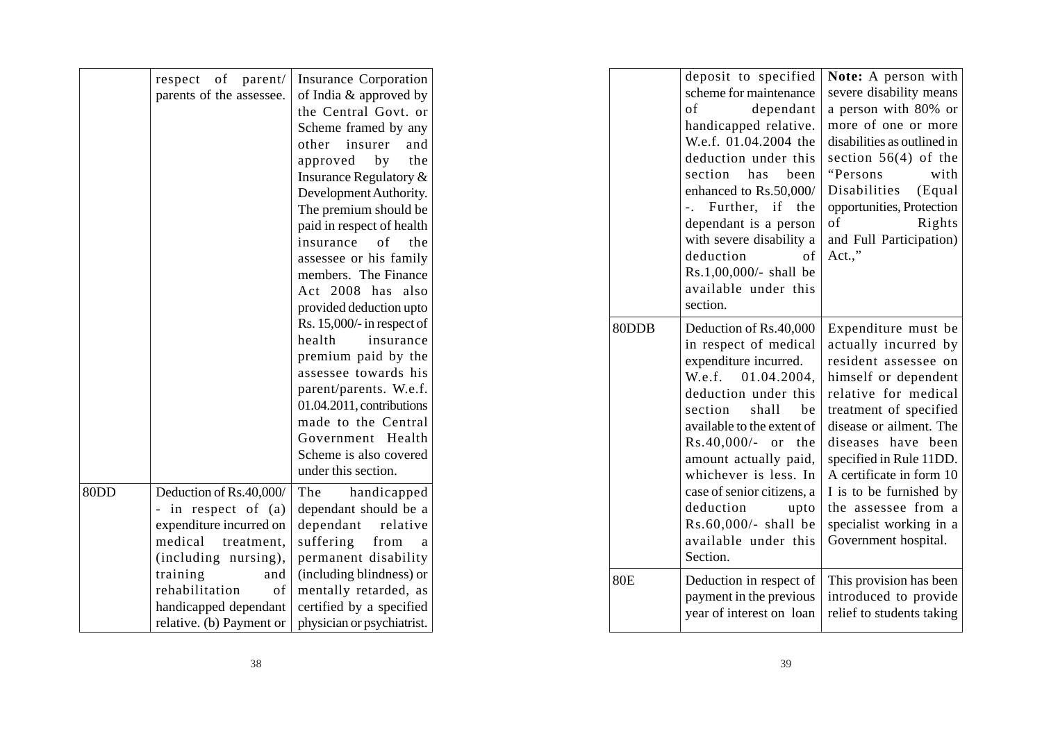| | | |
|---|---|---|
| | respect of parent/ parents of the assessee. | Insurance Corporation of India & approved by the Central Govt. or Scheme framed by any other insurer and approved by the Insurance Regulatory & Development Authority. The premium should be paid in respect of health insurance of the assessee or his family members. The Finance Act 2008 has also provided deduction upto Rs. 15,000/- in respect of health insurance premium paid by the assessee towards his parent/parents. W.e.f. 01.04.2011, contributions made to the Central Government Health Scheme is also covered under this section. |
| 80DD | Deduction of Rs.40,000/ - in respect of (a) expenditure incurred on medical treatment, (including nursing), training and rehabilitation of handicapped dependant relative. (b) Payment or deposit to specified scheme for maintenance of dependant handicapped relative. W.e.f. 01.04.2004 the deduction under this section has been enhanced to Rs.50,000/ -. Further, if the dependant is a person with severe disability a deduction of Rs.1,00,000/- shall be available under this section. | The handicapped dependant should be a dependant relative suffering from a permanent disability (including blindness) or mentally retarded, as certified by a specified physician or psychiatrist. **Note:** A person with severe disability means a person with 80% or more of one or more disabilities as outlined in section 56(4) of the "Persons with Disabilities (Equal opportunities, Protection of Rights and Full Participation) Act.," |
| 80DDB | Deduction of Rs.40,000 in respect of medical expenditure incurred. W.e.f. 01.04.2004, deduction under this section shall be available to the extent of Rs.40,000/- or the amount actually paid, whichever is less. In case of senior citizens, a deduction upto Rs.60,000/- shall be available under this Section. | Expenditure must be actually incurred by resident assessee on himself or dependent relative for medical treatment of specified disease or ailment. The diseases have been specified in Rule 11DD. A certificate in form 10 I is to be furnished by the assessee from a specialist working in a Government hospital. |
| 80E | Deduction in respect of payment in the previous year of interest on loan | This provision has been introduced to provide relief to students taking |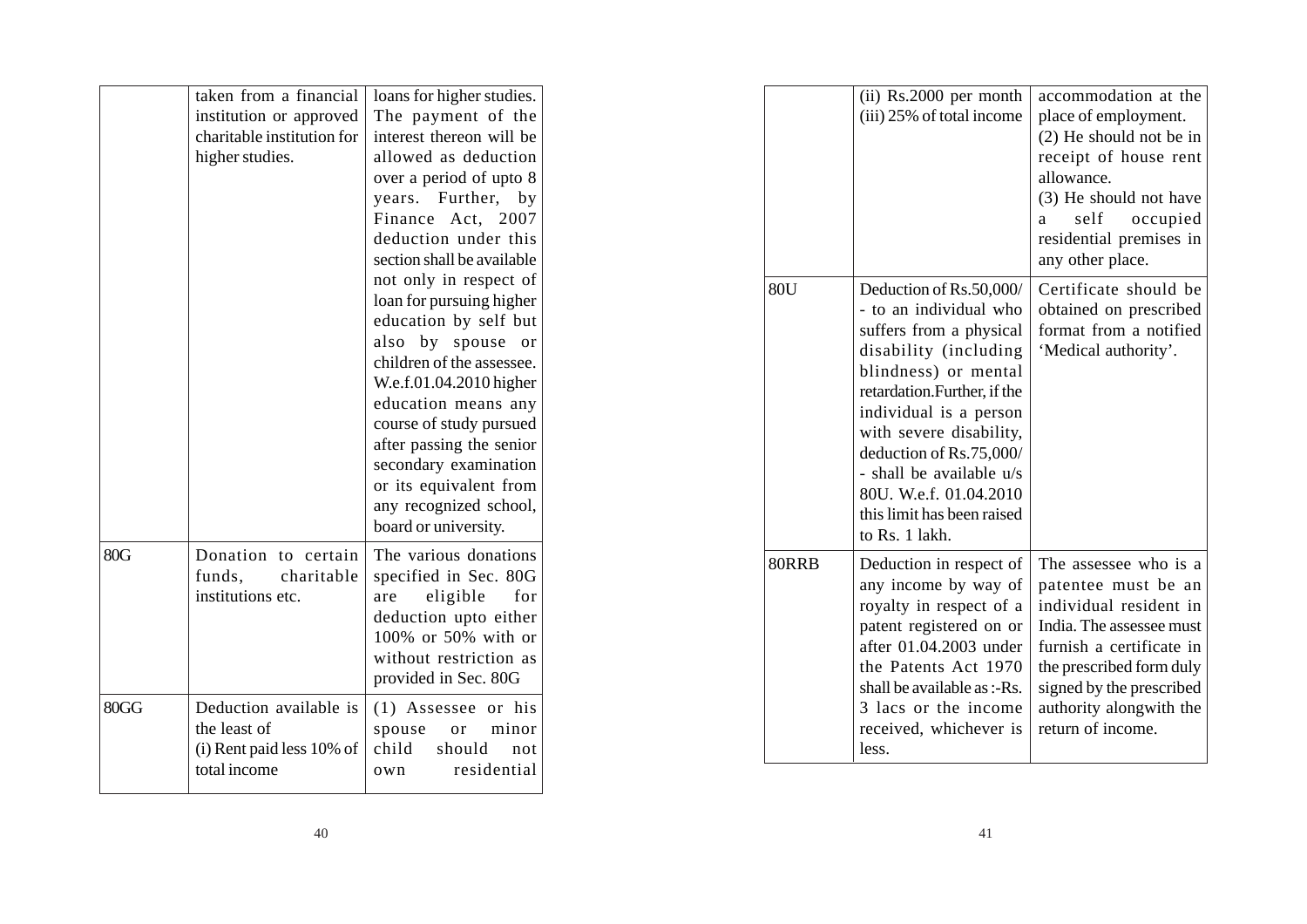| | | |
|---|---|---|
| | taken from a financial institution or approved charitable institution for higher studies. | loans for higher studies. The payment of the interest thereon will be allowed as deduction over a period of upto 8 years. Further, by Finance Act, 2007 deduction under this section shall be available not only in respect of loan for pursuing higher education by self but also by spouse or children of the assessee. W.e.f.01.04.2010 higher education means any course of study pursued after passing the senior secondary examination or its equivalent from any recognized school, board or university. |
| 80G | Donation to certain funds, charitable institutions etc. | The various donations specified in Sec. 80G are eligible for deduction upto either 100% or 50% with or without restriction as provided in Sec. 80G |
| 80GG | Deduction available is the least of (i) Rent paid less 10% of total income (ii) Rs.2000 per month (iii) 25% of total income | (1) Assessee or his spouse or minor child should not own residential accommodation at the place of employment. (2) He should not be in receipt of house rent allowance. (3) He should not have a self occupied residential premises in any other place. |
| 80U | Deduction of Rs.50,000/- to an individual who suffers from a physical disability (including blindness) or mental retardation.Further, if the individual is a person with severe disability, deduction of Rs.75,000/- shall be available u/s 80U. W.e.f. 01.04.2010 this limit has been raised to Rs. 1 lakh. | Certificate should be obtained on prescribed format from a notified 'Medical authority'. |
| 80RRB | Deduction in respect of any income by way of royalty in respect of a patent registered on or after 01.04.2003 under the Patents Act 1970 shall be available as :-Rs. 3 lacs or the income received, whichever is less. | The assessee who is a patentee must be an individual resident in India. The assessee must furnish a certificate in the prescribed form duly signed by the prescribed authority alongwith the return of income. |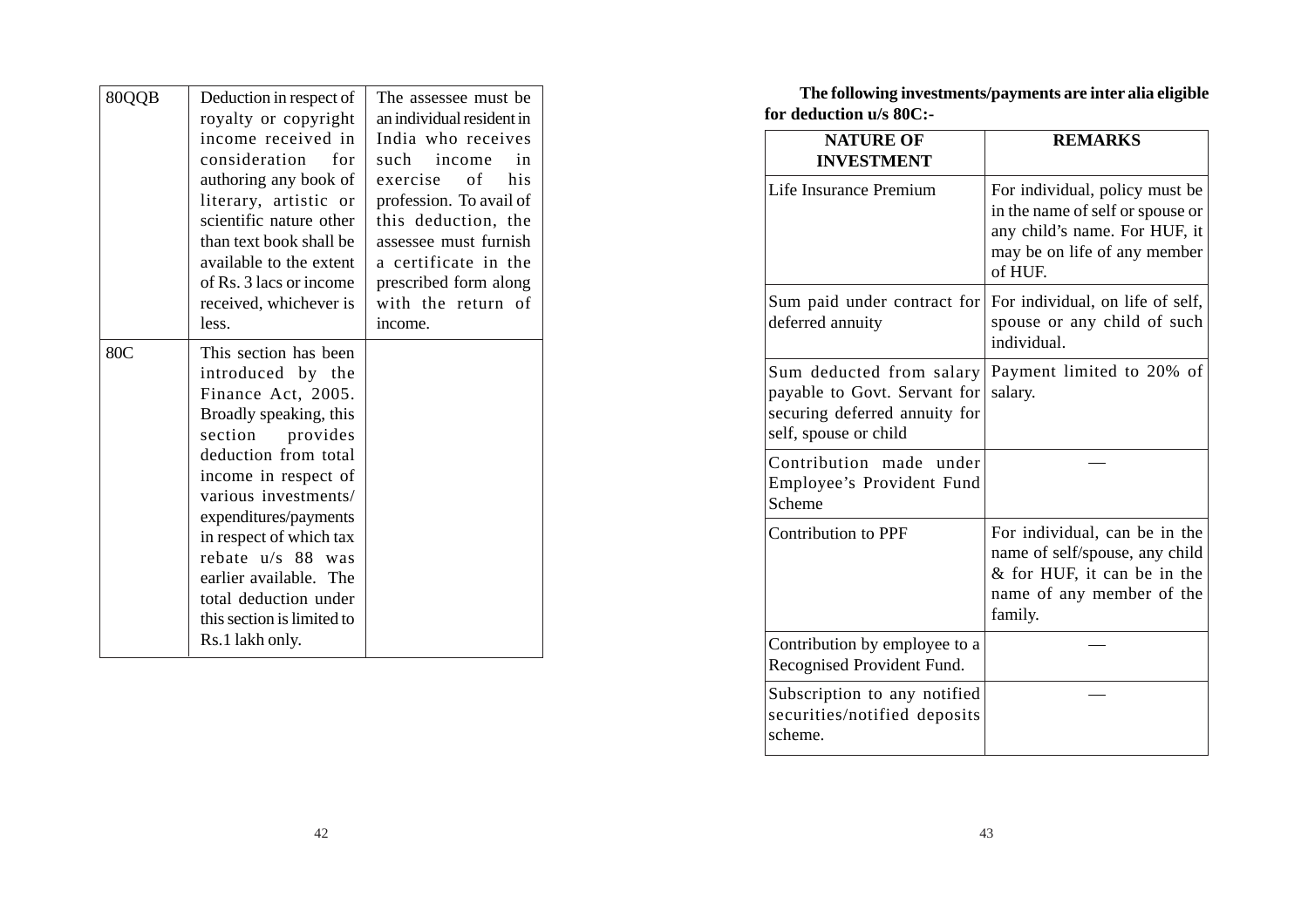| 80QQB | Deduction in respect of royalty or copyright income received in consideration for authoring any book of literary, artistic or scientific nature other than text book shall be available to the extent of Rs. 3 lacs or income received, whichever is less. | The assessee must be an individual resident in India who receives such income in exercise of his profession. To avail of this deduction, the assessee must furnish a certificate in the prescribed form along with the return of income. |
|---|---|---|
| 80C | This section has been introduced by the Finance Act, 2005. Broadly speaking, this section provides deduction from total income in respect of various investments/ expenditures/payments in respect of which tax rebate u/s 88 was earlier available. The total deduction under this section is limited to Rs.1 lakh only. | |

**The following investments/payments are inter alia eligible for deduction u/s 80C:-**

| NATURE OF INVESTMENT | REMARKS |
|---|---|
| Life Insurance Premium | For individual, policy must be in the name of self or spouse or any child's name. For HUF, it may be on life of any member of HUF. |
| Sum paid under contract for deferred annuity | For individual, on life of self, spouse or any child of such individual. |
| Sum deducted from salary payable to Govt. Servant for securing deferred annuity for self, spouse or child | Payment limited to 20% of salary. |
| Contribution made under Employee's Provident Fund Scheme | — |
| Contribution to PPF | For individual, can be in the name of self/spouse, any child & for HUF, it can be in the name of any member of the family. |
| Contribution by employee to a Recognised Provident Fund. | — |
| Subscription to any notified securities/notified deposits scheme. | — |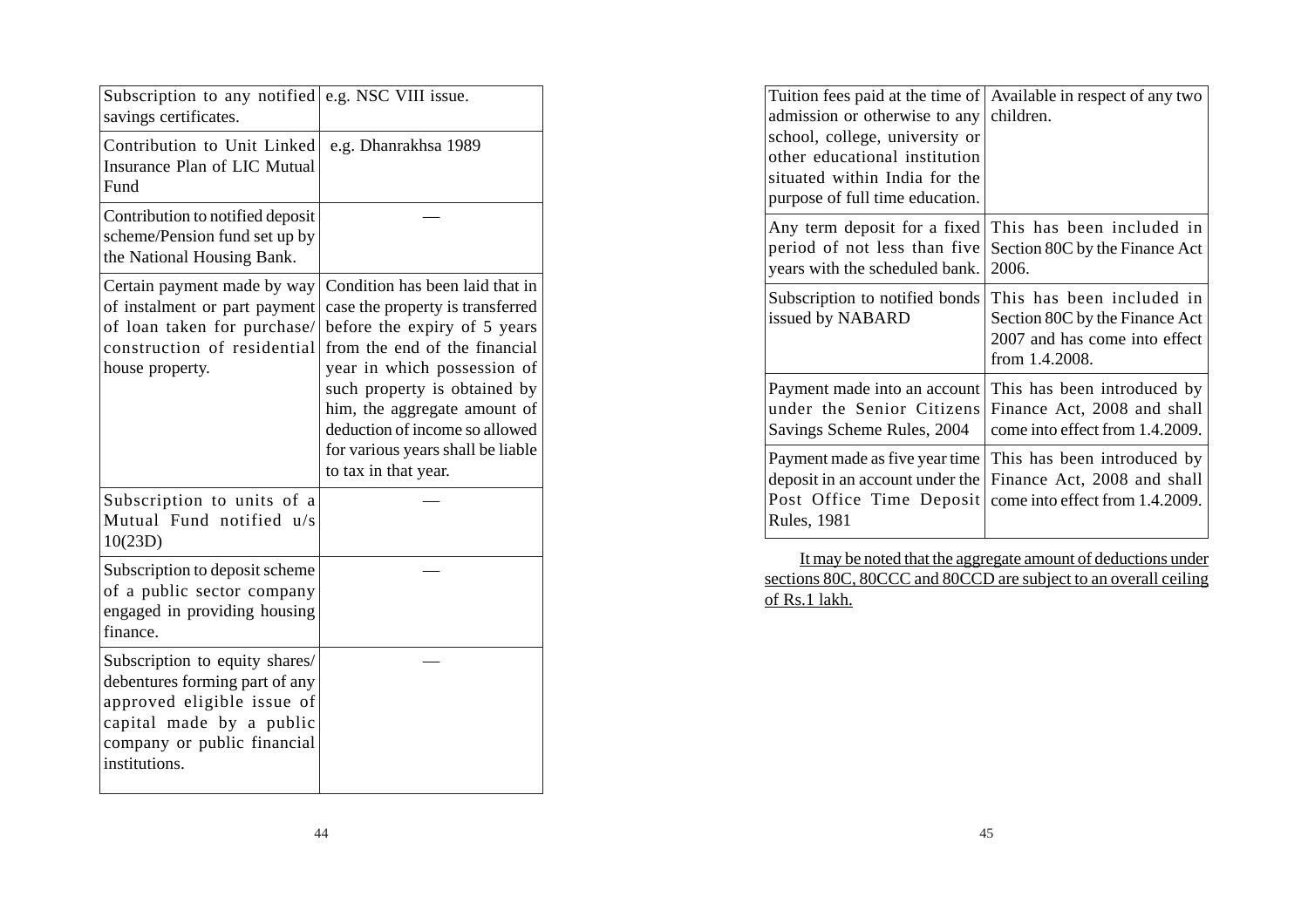| | |
|---|---|
| Subscription to any notified savings certificates. | e.g. NSC VIII issue. |
| Contribution to Unit Linked Insurance Plan of LIC Mutual Fund | e.g. Dhanrakhsa 1989 |
| Contribution to notified deposit scheme/Pension fund set up by the National Housing Bank. | — |
| Certain payment made by way of instalment or part payment of loan taken for purchase/ construction of residential house property. | Condition has been laid that in case the property is transferred before the expiry of 5 years from the end of the financial year in which possession of such property is obtained by him, the aggregate amount of deduction of income so allowed for various years shall be liable to tax in that year. |
| Subscription to units of a Mutual Fund notified u/s 10(23D) | — |
| Subscription to deposit scheme of a public sector company engaged in providing housing finance. | — |
| Subscription to equity shares/ debentures forming part of any approved eligible issue of capital made by a public company or public financial institutions. | — |
| Tuition fees paid at the time of admission or otherwise to any school, college, university or other educational institution situated within India for the purpose of full time education. | Available in respect of any two children. |
| Any term deposit for a fixed period of not less than five years with the scheduled bank. | This has been included in Section 80C by the Finance Act 2006. |
| Subscription to notified bonds issued by NABARD | This has been included in Section 80C by the Finance Act 2007 and has come into effect from 1.4.2008. |
| Payment made into an account under the Senior Citizens Savings Scheme Rules, 2004 | This has been introduced by Finance Act, 2008 and shall come into effect from 1.4.2009. |
| Payment made as five year time deposit in an account under the Post Office Time Deposit Rules, 1981 | This has been introduced by Finance Act, 2008 and shall come into effect from 1.4.2009. |

It may be noted that the aggregate amount of deductions under sections 80C, 80CCC and 80CCD are subject to an overall ceiling of Rs.1 lakh.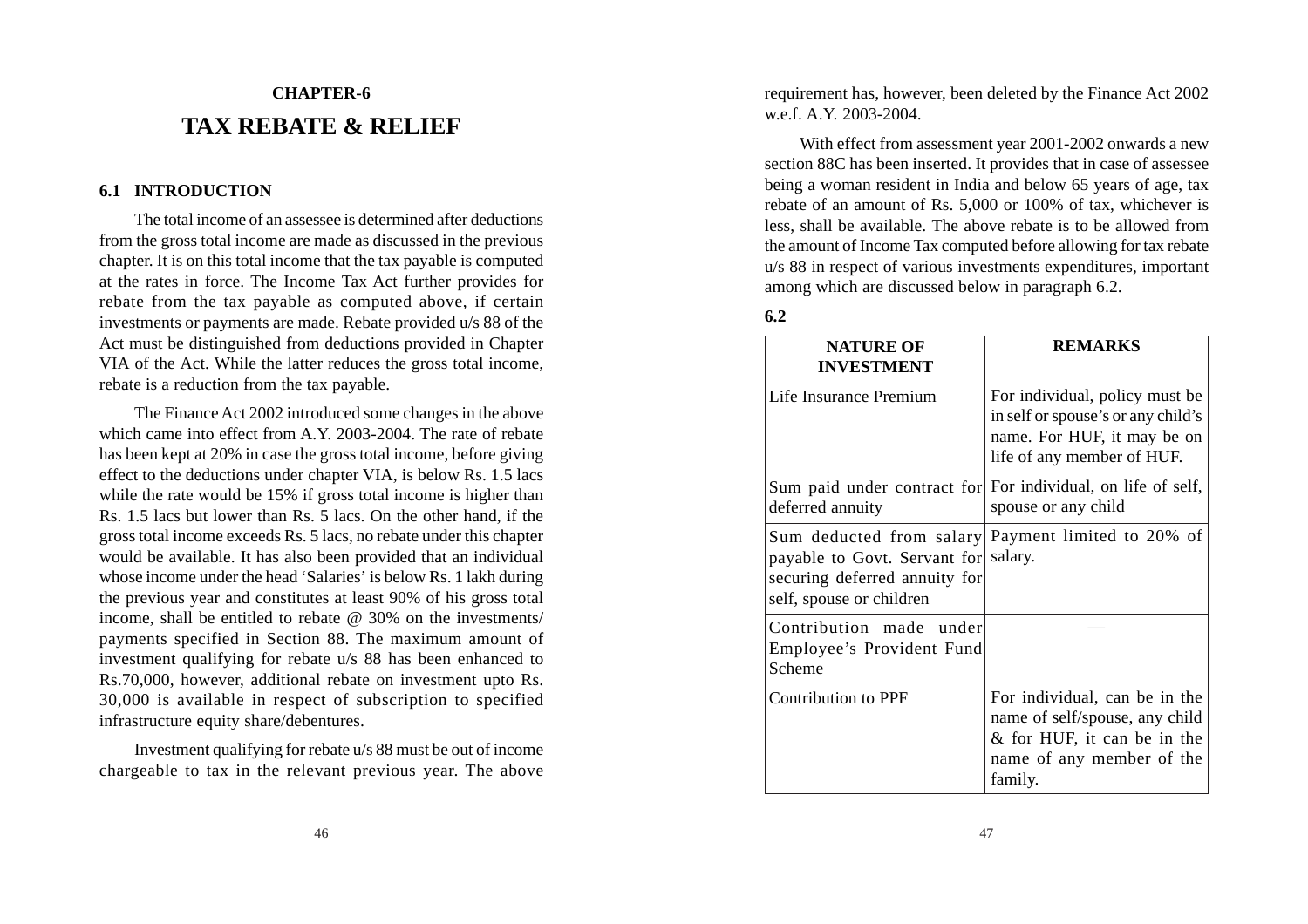# CHAPTER-6

# TAX REBATE & RELIEF

## 6.1 INTRODUCTION

The total income of an assessee is determined after deductions from the gross total income are made as discussed in the previous chapter. It is on this total income that the tax payable is computed at the rates in force. The Income Tax Act further provides for rebate from the tax payable as computed above, if certain investments or payments are made. Rebate provided u/s 88 of the Act must be distinguished from deductions provided in Chapter VIA of the Act. While the latter reduces the gross total income, rebate is a reduction from the tax payable.

The Finance Act 2002 introduced some changes in the above which came into effect from A.Y. 2003-2004. The rate of rebate has been kept at 20% in case the gross total income, before giving effect to the deductions under chapter VIA, is below Rs. 1.5 lacs while the rate would be 15% if gross total income is higher than Rs. 1.5 lacs but lower than Rs. 5 lacs. On the other hand, if the gross total income exceeds Rs. 5 lacs, no rebate under this chapter would be available. It has also been provided that an individual whose income under the head 'Salaries' is below Rs. 1 lakh during the previous year and constitutes at least 90% of his gross total income, shall be entitled to rebate @ 30% on the investments/ payments specified in Section 88. The maximum amount of investment qualifying for rebate u/s 88 has been enhanced to Rs.70,000, however, additional rebate on investment upto Rs. 30,000 is available in respect of subscription to specified infrastructure equity share/debentures.

Investment qualifying for rebate u/s 88 must be out of income chargeable to tax in the relevant previous year. The above requirement has, however, been deleted by the Finance Act 2002 w.e.f. A.Y. 2003-2004.

With effect from assessment year 2001-2002 onwards a new section 88C has been inserted. It provides that in case of assessee being a woman resident in India and below 65 years of age, tax rebate of an amount of Rs. 5,000 or 100% of tax, whichever is less, shall be available. The above rebate is to be allowed from the amount of Income Tax computed before allowing for tax rebate u/s 88 in respect of various investments expenditures, important among which are discussed below in paragraph 6.2.

**6.2**

| NATURE OF INVESTMENT | REMARKS |
|---|---|
| Life Insurance Premium | For individual, policy must be in self or spouse's or any child's name. For HUF, it may be on life of any member of HUF. |
| Sum paid under contract for deferred annuity | For individual, on life of self, spouse or any child |
| Sum deducted from salary payable to Govt. Servant for securing deferred annuity for self, spouse or children | Payment limited to 20% of salary. |
| Contribution made under Employee's Provident Fund Scheme | — |
| Contribution to PPF | For individual, can be in the name of self/spouse, any child & for HUF, it can be in the name of any member of the family. |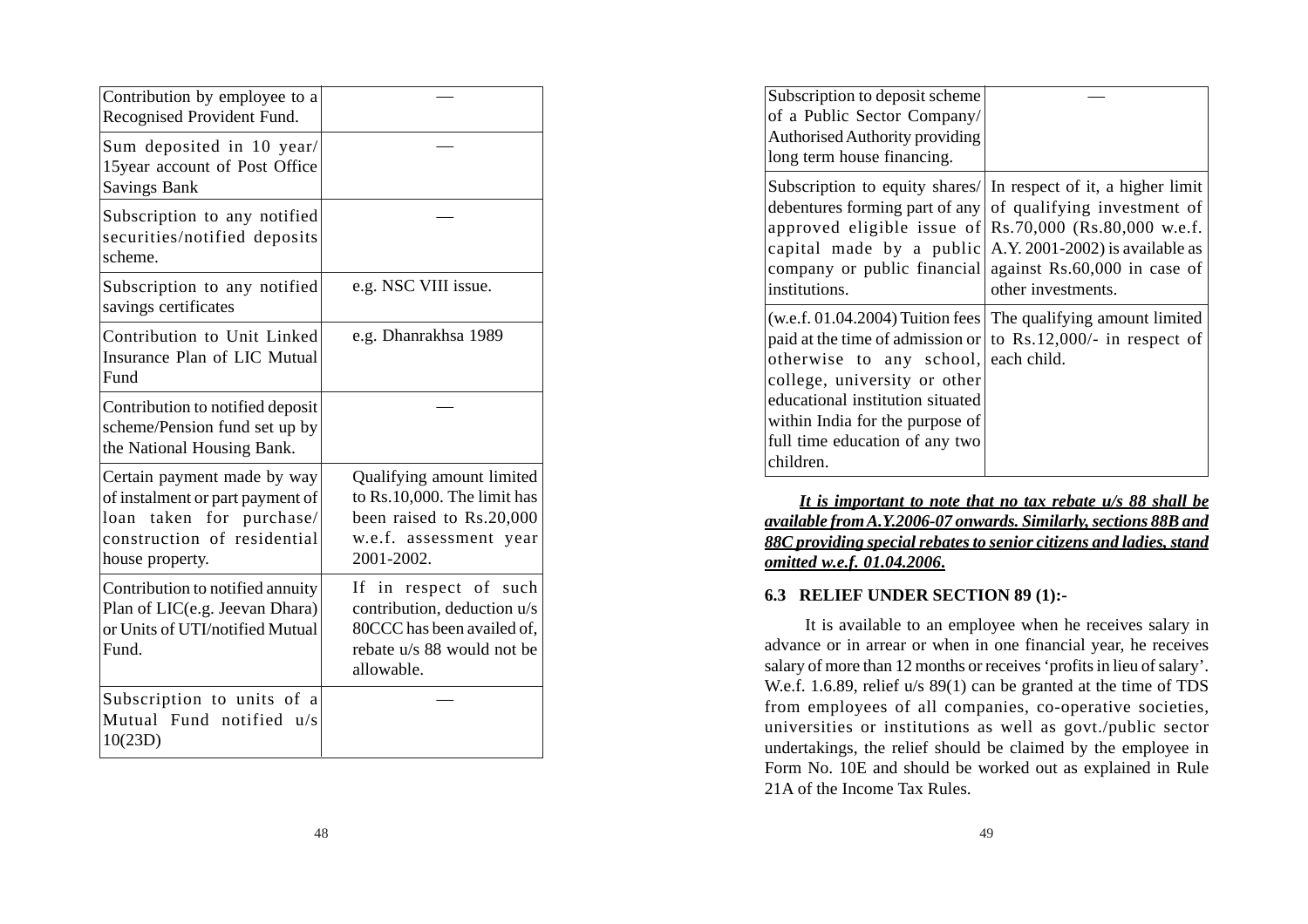| | |
|---|---|
| Contribution by employee to a Recognised Provident Fund. | — |
| Sum deposited in 10 year/ 15year account of Post Office Savings Bank | — |
| Subscription to any notified securities/notified deposits scheme. | — |
| Subscription to any notified savings certificates | e.g. NSC VIII issue. |
| Contribution to Unit Linked Insurance Plan of LIC Mutual Fund | e.g. Dhanrakhsa 1989 |
| Contribution to notified deposit scheme/Pension fund set up by the National Housing Bank. | — |
| Certain payment made by way of instalment or part payment of loan taken for purchase/ construction of residential house property. | Qualifying amount limited to Rs.10,000. The limit has been raised to Rs.20,000 w.e.f. assessment year 2001-2002. |
| Contribution to notified annuity Plan of LIC(e.g. Jeevan Dhara) or Units of UTI/notified Mutual Fund. | If in respect of such contribution, deduction u/s 80CCC has been availed of, rebate u/s 88 would not be allowable. |
| Subscription to units of a Mutual Fund notified u/s 10(23D) | — |
| Subscription to deposit scheme of a Public Sector Company/ Authorised Authority providing long term house financing. | — |
| Subscription to equity shares/ debentures forming part of any approved eligible issue of capital made by a public company or public financial institutions. | In respect of it, a higher limit of qualifying investment of Rs.70,000 (Rs.80,000 w.e.f. A.Y. 2001-2002) is available as against Rs.60,000 in case of other investments. |
| (w.e.f. 01.04.2004) Tuition fees paid at the time of admission or otherwise to any school, college, university or other educational institution situated within India for the purpose of full time education of any two children. | The qualifying amount limited to Rs.12,000/- in respect of each child. |

***It is important to note that no tax rebate u/s 88 shall be available from A.Y.2006-07 onwards. Similarly, sections 88B and 88C providing special rebates to senior citizens and ladies, stand omitted w.e.f. 01.04.2006.***

### 6.3 RELIEF UNDER SECTION 89 (1):-

It is available to an employee when he receives salary in advance or in arrear or when in one financial year, he receives salary of more than 12 months or receives 'profits in lieu of salary'. W.e.f. 1.6.89, relief u/s 89(1) can be granted at the time of TDS from employees of all companies, co-operative societies, universities or institutions as well as govt./public sector undertakings, the relief should be claimed by the employee in Form No. 10E and should be worked out as explained in Rule 21A of the Income Tax Rules.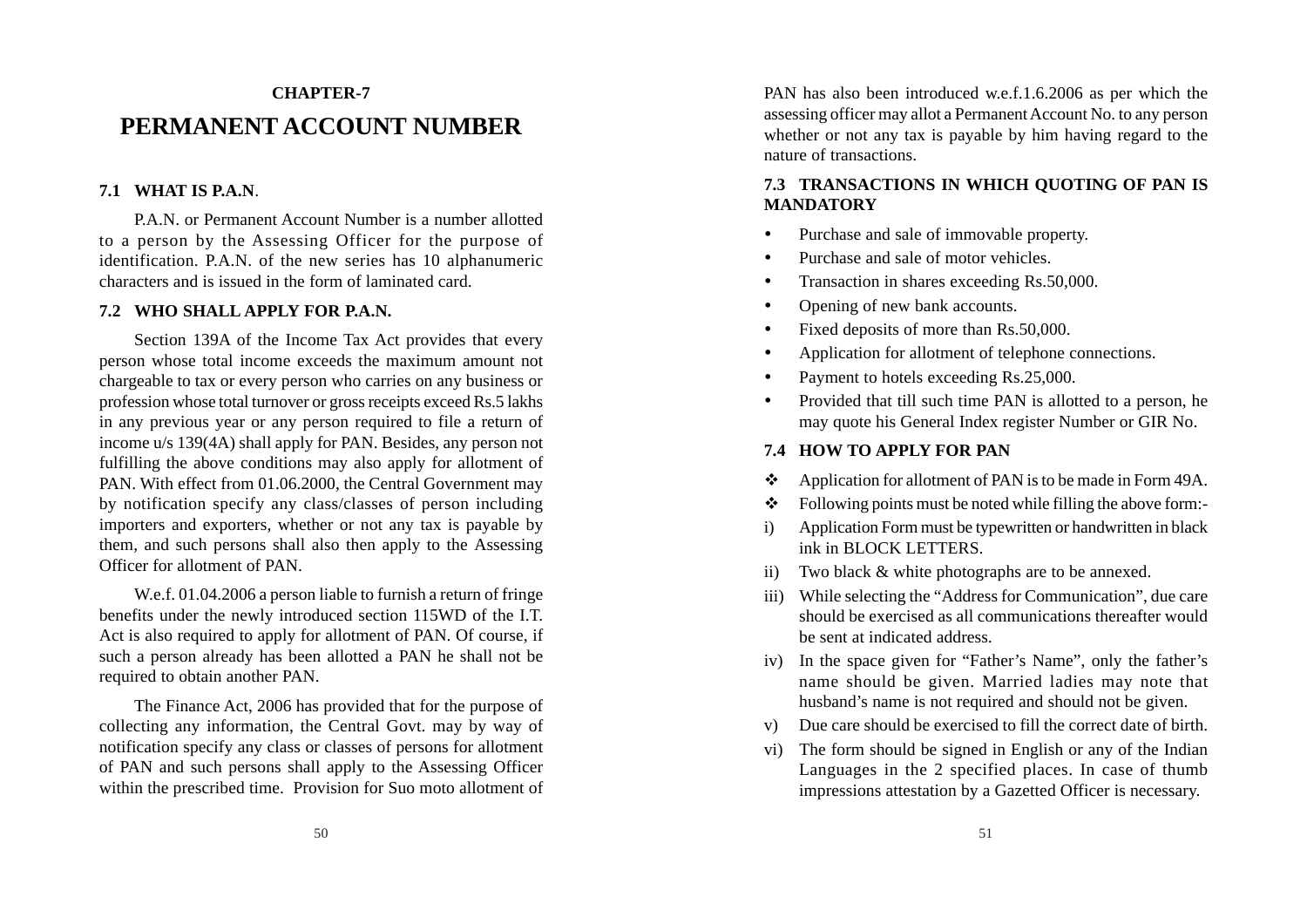CHAPTER-7

# PERMANENT ACCOUNT NUMBER

### 7.1 WHAT IS P.A.N.

P.A.N. or Permanent Account Number is a number allotted to a person by the Assessing Officer for the purpose of identification. P.A.N. of the new series has 10 alphanumeric characters and is issued in the form of laminated card.

### 7.2 WHO SHALL APPLY FOR P.A.N.

Section 139A of the Income Tax Act provides that every person whose total income exceeds the maximum amount not chargeable to tax or every person who carries on any business or profession whose total turnover or gross receipts exceed Rs.5 lakhs in any previous year or any person required to file a return of income u/s 139(4A) shall apply for PAN. Besides, any person not fulfilling the above conditions may also apply for allotment of PAN. With effect from 01.06.2000, the Central Government may by notification specify any class/classes of person including importers and exporters, whether or not any tax is payable by them, and such persons shall also then apply to the Assessing Officer for allotment of PAN.

W.e.f. 01.04.2006 a person liable to furnish a return of fringe benefits under the newly introduced section 115WD of the I.T. Act is also required to apply for allotment of PAN. Of course, if such a person already has been allotted a PAN he shall not be required to obtain another PAN.

The Finance Act, 2006 has provided that for the purpose of collecting any information, the Central Govt. may by way of notification specify any class or classes of persons for allotment of PAN and such persons shall apply to the Assessing Officer within the prescribed time. Provision for Suo moto allotment of PAN has also been introduced w.e.f.1.6.2006 as per which the assessing officer may allot a Permanent Account No. to any person whether or not any tax is payable by him having regard to the nature of transactions.

### 7.3 TRANSACTIONS IN WHICH QUOTING OF PAN IS MANDATORY

- Purchase and sale of immovable property.
- Purchase and sale of motor vehicles.
- Transaction in shares exceeding Rs.50,000.
- Opening of new bank accounts.
- Fixed deposits of more than Rs.50,000.
- Application for allotment of telephone connections.
- Payment to hotels exceeding Rs.25,000.
- Provided that till such time PAN is allotted to a person, he may quote his General Index register Number or GIR No.

### 7.4 HOW TO APPLY FOR PAN

- Application for allotment of PAN is to be made in Form 49A.
- Following points must be noted while filling the above form:-

i) Application Form must be typewritten or handwritten in black ink in BLOCK LETTERS.

ii) Two black & white photographs are to be annexed.

iii) While selecting the "Address for Communication", due care should be exercised as all communications thereafter would be sent at indicated address.

iv) In the space given for "Father's Name", only the father's name should be given. Married ladies may note that husband's name is not required and should not be given.

v) Due care should be exercised to fill the correct date of birth.

vi) The form should be signed in English or any of the Indian Languages in the 2 specified places. In case of thumb impressions attestation by a Gazetted Officer is necessary.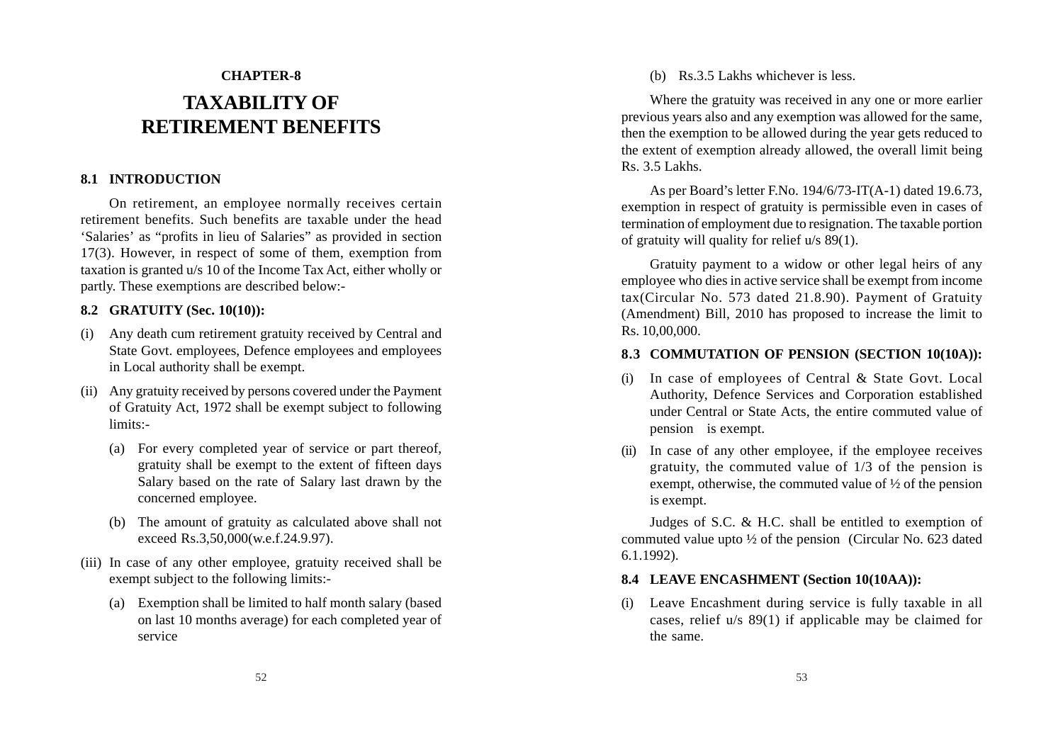**CHAPTER-8**

# TAXABILITY OF RETIREMENT BENEFITS

## 8.1 INTRODUCTION

On retirement, an employee normally receives certain retirement benefits. Such benefits are taxable under the head 'Salaries' as "profits in lieu of Salaries" as provided in section 17(3). However, in respect of some of them, exemption from taxation is granted u/s 10 of the Income Tax Act, either wholly or partly. These exemptions are described below:-

## 8.2 GRATUITY (Sec. 10(10)):

(i) Any death cum retirement gratuity received by Central and State Govt. employees, Defence employees and employees in Local authority shall be exempt.

(ii) Any gratuity received by persons covered under the Payment of Gratuity Act, 1972 shall be exempt subject to following limits:-

   (a) For every completed year of service or part thereof, gratuity shall be exempt to the extent of fifteen days Salary based on the rate of Salary last drawn by the concerned employee.

   (b) The amount of gratuity as calculated above shall not exceed Rs.3,50,000(w.e.f.24.9.97).

(iii) In case of any other employee, gratuity received shall be exempt subject to the following limits:-

   (a) Exemption shall be limited to half month salary (based on last 10 months average) for each completed year of service

   (b) Rs.3.5 Lakhs whichever is less.

Where the gratuity was received in any one or more earlier previous years also and any exemption was allowed for the same, then the exemption to be allowed during the year gets reduced to the extent of exemption already allowed, the overall limit being Rs. 3.5 Lakhs.

As per Board's letter F.No. 194/6/73-IT(A-1) dated 19.6.73, exemption in respect of gratuity is permissible even in cases of termination of employment due to resignation. The taxable portion of gratuity will quality for relief u/s 89(1).

Gratuity payment to a widow or other legal heirs of any employee who dies in active service shall be exempt from income tax(Circular No. 573 dated 21.8.90). Payment of Gratuity (Amendment) Bill, 2010 has proposed to increase the limit to Rs. 10,00,000.

## 8.3 COMMUTATION OF PENSION (SECTION 10(10A)):

(i) In case of employees of Central & State Govt. Local Authority, Defence Services and Corporation established under Central or State Acts, the entire commuted value of pension is exempt.

(ii) In case of any other employee, if the employee receives gratuity, the commuted value of 1/3 of the pension is exempt, otherwise, the commuted value of ½ of the pension is exempt.

Judges of S.C. & H.C. shall be entitled to exemption of commuted value upto ½ of the pension (Circular No. 623 dated 6.1.1992).

## 8.4 LEAVE ENCASHMENT (Section 10(10AA)):

(i) Leave Encashment during service is fully taxable in all cases, relief u/s 89(1) if applicable may be claimed for the same.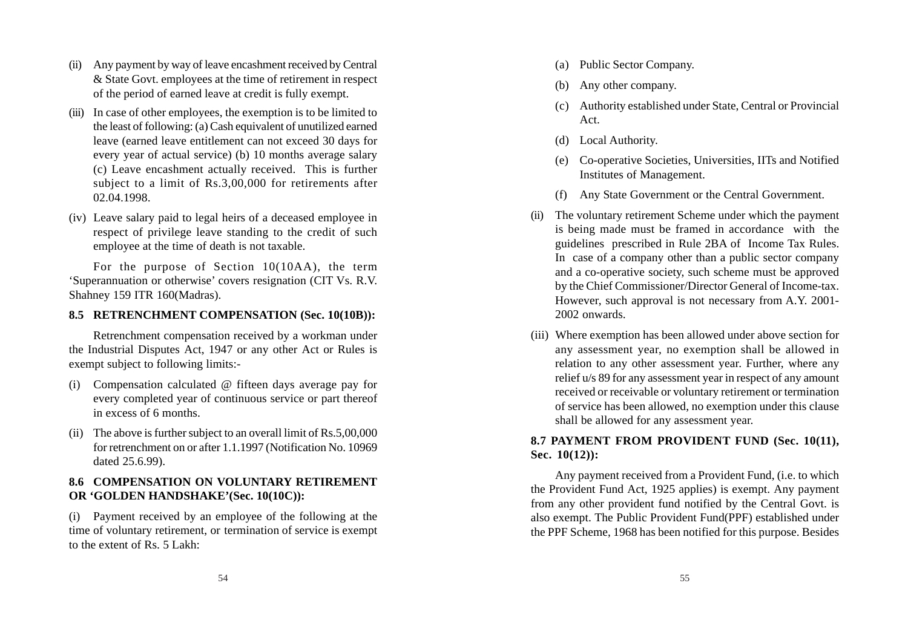(ii) Any payment by way of leave encashment received by Central & State Govt. employees at the time of retirement in respect of the period of earned leave at credit is fully exempt.

(iii) In case of other employees, the exemption is to be limited to the least of following: (a) Cash equivalent of unutilized earned leave (earned leave entitlement can not exceed 30 days for every year of actual service) (b) 10 months average salary (c) Leave encashment actually received. This is further subject to a limit of Rs.3,00,000 for retirements after 02.04.1998.

(iv) Leave salary paid to legal heirs of a deceased employee in respect of privilege leave standing to the credit of such employee at the time of death is not taxable.

For the purpose of Section 10(10AA), the term 'Superannuation or otherwise' covers resignation (CIT Vs. R.V. Shahney 159 ITR 160(Madras).

### 8.5 RETRENCHMENT COMPENSATION (Sec. 10(10B)):

Retrenchment compensation received by a workman under the Industrial Disputes Act, 1947 or any other Act or Rules is exempt subject to following limits:-

(i) Compensation calculated @ fifteen days average pay for every completed year of continuous service or part thereof in excess of 6 months.

(ii) The above is further subject to an overall limit of Rs.5,00,000 for retrenchment on or after 1.1.1997 (Notification No. 10969 dated 25.6.99).

### 8.6 COMPENSATION ON VOLUNTARY RETIREMENT OR 'GOLDEN HANDSHAKE'(Sec. 10(10C)):

(i) Payment received by an employee of the following at the time of voluntary retirement, or termination of service is exempt to the extent of Rs. 5 Lakh:

(a) Public Sector Company.

(b) Any other company.

(c) Authority established under State, Central or Provincial Act.

(d) Local Authority.

(e) Co-operative Societies, Universities, IITs and Notified Institutes of Management.

(f) Any State Government or the Central Government.

(ii) The voluntary retirement Scheme under which the payment is being made must be framed in accordance with the guidelines prescribed in Rule 2BA of Income Tax Rules. In case of a company other than a public sector company and a co-operative society, such scheme must be approved by the Chief Commissioner/Director General of Income-tax. However, such approval is not necessary from A.Y. 2001-2002 onwards.

(iii) Where exemption has been allowed under above section for any assessment year, no exemption shall be allowed in relation to any other assessment year. Further, where any relief u/s 89 for any assessment year in respect of any amount received or receivable or voluntary retirement or termination of service has been allowed, no exemption under this clause shall be allowed for any assessment year.

### 8.7 PAYMENT FROM PROVIDENT FUND (Sec. 10(11), Sec. 10(12)):

Any payment received from a Provident Fund, (i.e. to which the Provident Fund Act, 1925 applies) is exempt. Any payment from any other provident fund notified by the Central Govt. is also exempt. The Public Provident Fund(PPF) established under the PPF Scheme, 1968 has been notified for this purpose. Besides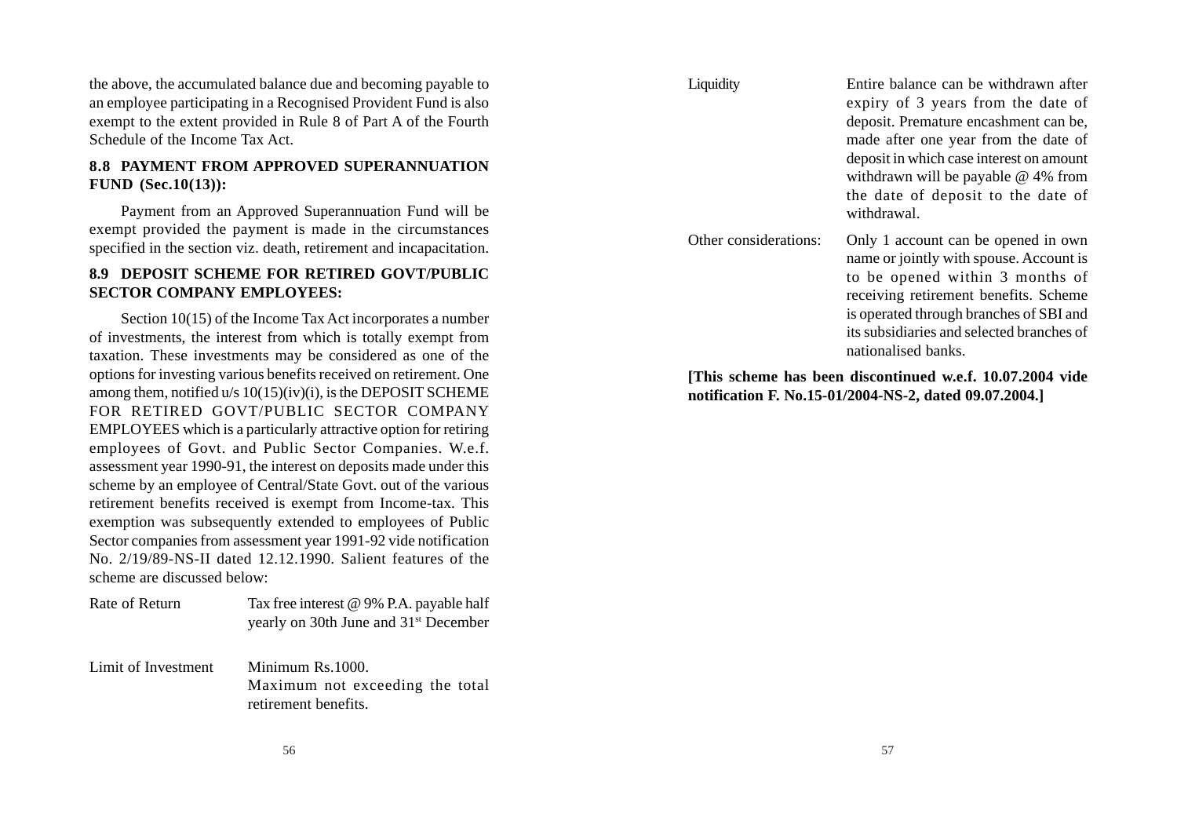the above, the accumulated balance due and becoming payable to an employee participating in a Recognised Provident Fund is also exempt to the extent provided in Rule 8 of Part A of the Fourth Schedule of the Income Tax Act.

### 8.8 PAYMENT FROM APPROVED SUPERANNUATION FUND (Sec.10(13)):

Payment from an Approved Superannuation Fund will be exempt provided the payment is made in the circumstances specified in the section viz. death, retirement and incapacitation.

### 8.9 DEPOSIT SCHEME FOR RETIRED GOVT/PUBLIC SECTOR COMPANY EMPLOYEES:

Section 10(15) of the Income Tax Act incorporates a number of investments, the interest from which is totally exempt from taxation. These investments may be considered as one of the options for investing various benefits received on retirement. One among them, notified u/s 10(15)(iv)(i), is the DEPOSIT SCHEME FOR RETIRED GOVT/PUBLIC SECTOR COMPANY EMPLOYEES which is a particularly attractive option for retiring employees of Govt. and Public Sector Companies. W.e.f. assessment year 1990-91, the interest on deposits made under this scheme by an employee of Central/State Govt. out of the various retirement benefits received is exempt from Income-tax. This exemption was subsequently extended to employees of Public Sector companies from assessment year 1991-92 vide notification No. 2/19/89-NS-II dated 12.12.1990. Salient features of the scheme are discussed below:

| | |
|---|---|
| Rate of Return | Tax free interest @ 9% P.A. payable half yearly on 30th June and 31st December |
| Limit of Investment | Minimum Rs.1000. Maximum not exceeding the total retirement benefits. |
| Liquidity | Entire balance can be withdrawn after expiry of 3 years from the date of deposit. Premature encashment can be, made after one year from the date of deposit in which case interest on amount withdrawn will be payable @ 4% from the date of deposit to the date of withdrawal. |
| Other considerations: | Only 1 account can be opened in own name or jointly with spouse. Account is to be opened within 3 months of receiving retirement benefits. Scheme is operated through branches of SBI and its subsidiaries and selected branches of nationalised banks. |

**[This scheme has been discontinued w.e.f. 10.07.2004 vide notification F. No.15-01/2004-NS-2, dated 09.07.2004.]**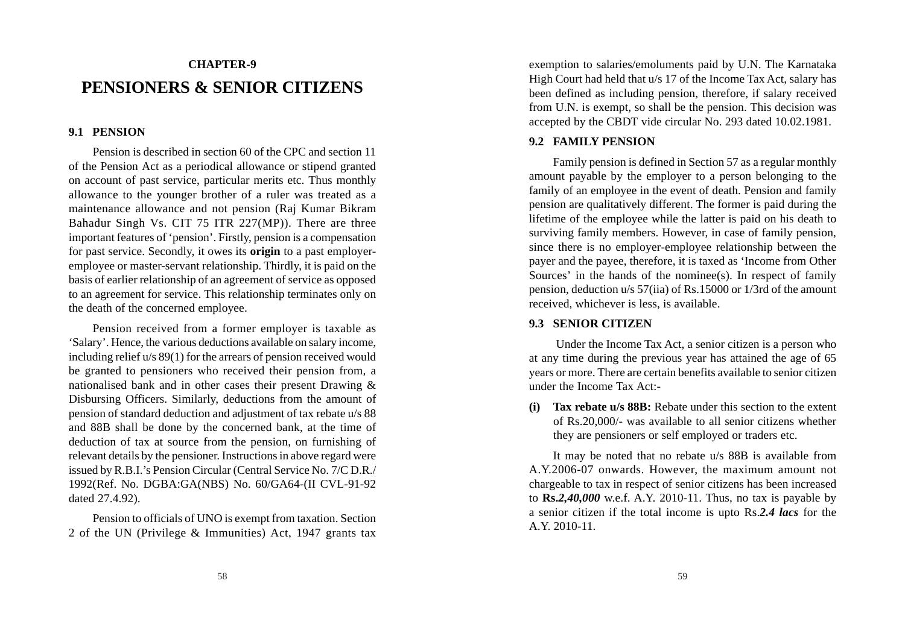CHAPTER-9

# PENSIONERS & SENIOR CITIZENS

## 9.1 PENSION

Pension is described in section 60 of the CPC and section 11 of the Pension Act as a periodical allowance or stipend granted on account of past service, particular merits etc. Thus monthly allowance to the younger brother of a ruler was treated as a maintenance allowance and not pension (Raj Kumar Bikram Bahadur Singh Vs. CIT 75 ITR 227(MP)). There are three important features of 'pension'. Firstly, pension is a compensation for past service. Secondly, it owes its **origin** to a past employer-employee or master-servant relationship. Thirdly, it is paid on the basis of earlier relationship of an agreement of service as opposed to an agreement for service. This relationship terminates only on the death of the concerned employee.

Pension received from a former employer is taxable as 'Salary'. Hence, the various deductions available on salary income, including relief u/s 89(1) for the arrears of pension received would be granted to pensioners who received their pension from, a nationalised bank and in other cases their present Drawing & Disbursing Officers. Similarly, deductions from the amount of pension of standard deduction and adjustment of tax rebate u/s 88 and 88B shall be done by the concerned bank, at the time of deduction of tax at source from the pension, on furnishing of relevant details by the pensioner. Instructions in above regard were issued by R.B.I.'s Pension Circular (Central Service No. 7/C D.R./ 1992(Ref. No. DGBA:GA(NBS) No. 60/GA64-(II CVL-91-92 dated 27.4.92).

Pension to officials of UNO is exempt from taxation. Section 2 of the UN (Privilege & Immunities) Act, 1947 grants tax exemption to salaries/emoluments paid by U.N. The Karnataka High Court had held that u/s 17 of the Income Tax Act, salary has been defined as including pension, therefore, if salary received from U.N. is exempt, so shall be the pension. This decision was accepted by the CBDT vide circular No. 293 dated 10.02.1981.

## 9.2 FAMILY PENSION

Family pension is defined in Section 57 as a regular monthly amount payable by the employer to a person belonging to the family of an employee in the event of death. Pension and family pension are qualitatively different. The former is paid during the lifetime of the employee while the latter is paid on his death to surviving family members. However, in case of family pension, since there is no employer-employee relationship between the payer and the payee, therefore, it is taxed as 'Income from Other Sources' in the hands of the nominee(s). In respect of family pension, deduction u/s 57(iia) of Rs.15000 or 1/3rd of the amount received, whichever is less, is available.

## 9.3 SENIOR CITIZEN

Under the Income Tax Act, a senior citizen is a person who at any time during the previous year has attained the age of 65 years or more. There are certain benefits available to senior citizen under the Income Tax Act:-

**(i) Tax rebate u/s 88B:** Rebate under this section to the extent of Rs.20,000/- was available to all senior citizens whether they are pensioners or self employed or traders etc.

It may be noted that no rebate u/s 88B is available from A.Y.2006-07 onwards. However, the maximum amount not chargeable to tax in respect of senior citizens has been increased to **Rs.*2,40,000*** w.e.f. A.Y. 2010-11. Thus, no tax is payable by a senior citizen if the total income is upto Rs.***2.4 lacs*** for the A.Y. 2010-11.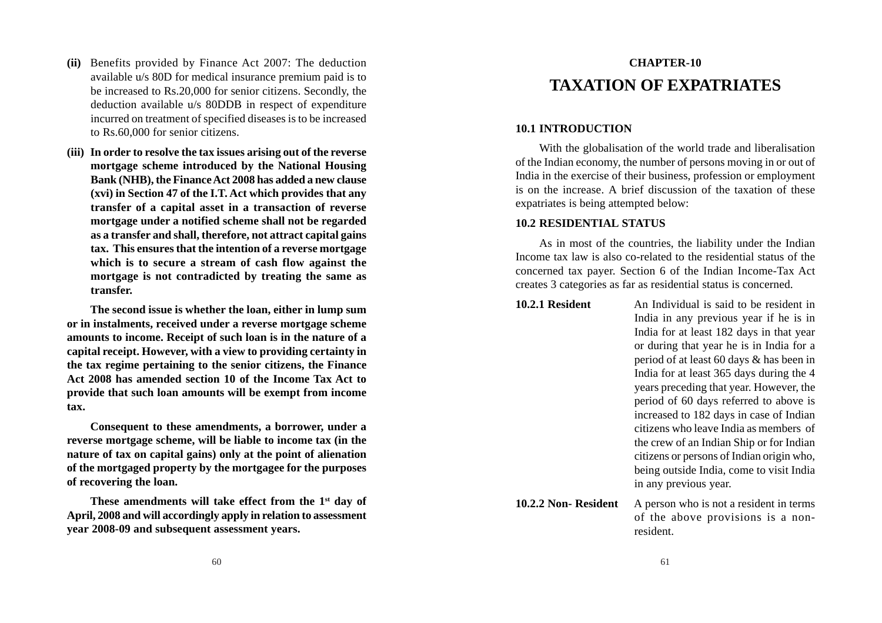**(ii)** Benefits provided by Finance Act 2007: The deduction available u/s 80D for medical insurance premium paid is to be increased to Rs.20,000 for senior citizens. Secondly, the deduction available u/s 80DDB in respect of expenditure incurred on treatment of specified diseases is to be increased to Rs.60,000 for senior citizens.

**(iii) In order to resolve the tax issues arising out of the reverse mortgage scheme introduced by the National Housing Bank (NHB), the Finance Act 2008 has added a new clause (xvi) in Section 47 of the I.T. Act which provides that any transfer of a capital asset in a transaction of reverse mortgage under a notified scheme shall not be regarded as a transfer and shall, therefore, not attract capital gains tax. This ensures that the intention of a reverse mortgage which is to secure a stream of cash flow against the mortgage is not contradicted by treating the same as transfer.**

**The second issue is whether the loan, either in lump sum or in instalments, received under a reverse mortgage scheme amounts to income. Receipt of such loan is in the nature of a capital receipt. However, with a view to providing certainty in the tax regime pertaining to the senior citizens, the Finance Act 2008 has amended section 10 of the Income Tax Act to provide that such loan amounts will be exempt from income tax.**

**Consequent to these amendments, a borrower, under a reverse mortgage scheme, will be liable to income tax (in the nature of tax on capital gains) only at the point of alienation of the mortgaged property by the mortgagee for the purposes of recovering the loan.**

**These amendments will take effect from the 1st day of April, 2008 and will accordingly apply in relation to assessment year 2008-09 and subsequent assessment years.**

# CHAPTER-10

# TAXATION OF EXPATRIATES

## 10.1 INTRODUCTION

With the globalisation of the world trade and liberalisation of the Indian economy, the number of persons moving in or out of India in the exercise of their business, profession or employment is on the increase. A brief discussion of the taxation of these expatriates is being attempted below:

## 10.2 RESIDENTIAL STATUS

As in most of the countries, the liability under the Indian Income tax law is also co-related to the residential status of the concerned tax payer. Section 6 of the Indian Income-Tax Act creates 3 categories as far as residential status is concerned.

**10.2.1 Resident** An Individual is said to be resident in India in any previous year if he is in India for at least 182 days in that year or during that year he is in India for a period of at least 60 days & has been in India for at least 365 days during the 4 years preceding that year. However, the period of 60 days referred to above is increased to 182 days in case of Indian citizens who leave India as members of the crew of an Indian Ship or for Indian citizens or persons of Indian origin who, being outside India, come to visit India in any previous year.

**10.2.2 Non- Resident** A person who is not a resident in terms of the above provisions is a non-resident.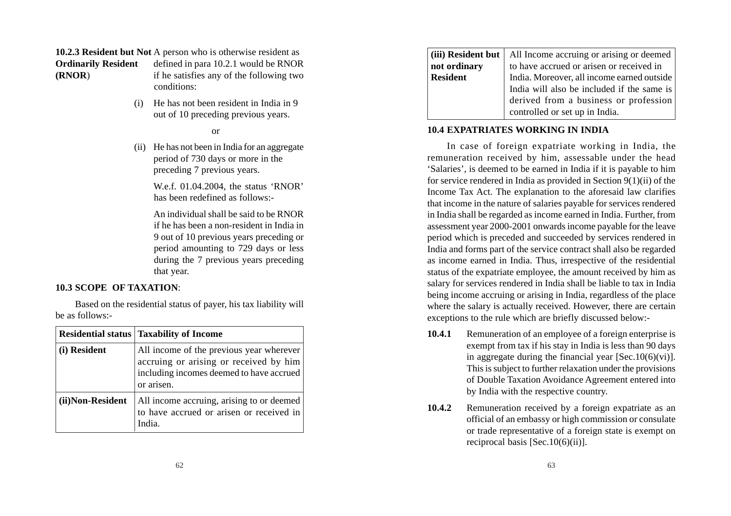**10.2.3 Resident but Not Ordinarily Resident (RNOR)** A person who is otherwise resident as defined in para 10.2.1 would be RNOR if he satisfies any of the following two conditions:

(i) He has not been resident in India in 9 out of 10 preceding previous years.

or

(ii) He has not been in India for an aggregate period of 730 days or more in the preceding 7 previous years.

W.e.f. 01.04.2004, the status 'RNOR' has been redefined as follows:-

An individual shall be said to be RNOR if he has been a non-resident in India in 9 out of 10 previous years preceding or period amounting to 729 days or less during the 7 previous years preceding that year.

## 10.3 SCOPE OF TAXATION:

Based on the residential status of payer, his tax liability will be as follows:-

| Residential status | Taxability of Income |
|---|---|
| (i) Resident | All income of the previous year wherever accruing or arising or received by him including incomes deemed to have accrued or arisen. |
| (ii)Non-Resident | All income accruing, arising to or deemed to have accrued or arisen or received in India. |
| (iii) Resident but not ordinary Resident | All Income accruing or arising or deemed to have accrued or arisen or received in India. Moreover, all income earned outside India will also be included if the same is derived from a business or profession controlled or set up in India. |

## 10.4 EXPATRIATES WORKING IN INDIA

In case of foreign expatriate working in India, the remuneration received by him, assessable under the head 'Salaries', is deemed to be earned in India if it is payable to him for service rendered in India as provided in Section 9(1)(ii) of the Income Tax Act. The explanation to the aforesaid law clarifies that income in the nature of salaries payable for services rendered in India shall be regarded as income earned in India. Further, from assessment year 2000-2001 onwards income payable for the leave period which is preceded and succeeded by services rendered in India and forms part of the service contract shall also be regarded as income earned in India. Thus, irrespective of the residential status of the expatriate employee, the amount received by him as salary for services rendered in India shall be liable to tax in India being income accruing or arising in India, regardless of the place where the salary is actually received. However, there are certain exceptions to the rule which are briefly discussed below:-

**10.4.1** Remuneration of an employee of a foreign enterprise is exempt from tax if his stay in India is less than 90 days in aggregate during the financial year [Sec.10(6)(vi)]. This is subject to further relaxation under the provisions of Double Taxation Avoidance Agreement entered into by India with the respective country.

**10.4.2** Remuneration received by a foreign expatriate as an official of an embassy or high commission or consulate or trade representative of a foreign state is exempt on reciprocal basis [Sec.10(6)(ii)].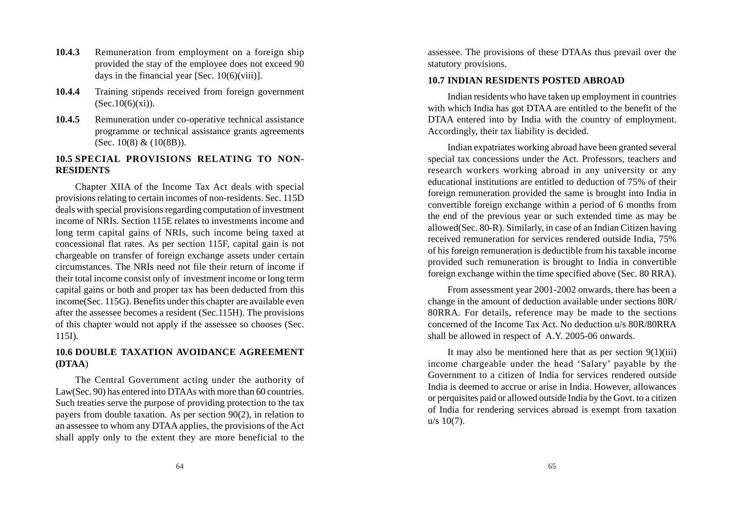**10.4.3** Remuneration from employment on a foreign ship provided the stay of the employee does not exceed 90 days in the financial year [Sec. 10(6)(viii)].

**10.4.4** Training stipends received from foreign government (Sec.10(6)(xi)).

**10.4.5** Remuneration under co-operative technical assistance programme or technical assistance grants agreements (Sec. 10(8) & (10(8B)).

## 10.5 SPECIAL PROVISIONS RELATING TO NON-RESIDENTS

Chapter XIIA of the Income Tax Act deals with special provisions relating to certain incomes of non-residents. Sec. 115D deals with special provisions regarding computation of investment income of NRIs. Section 115E relates to investments income and long term capital gains of NRIs, such income being taxed at concessional flat rates. As per section 115F, capital gain is not chargeable on transfer of foreign exchange assets under certain circumstances. The NRIs need not file their return of income if their total income consist only of investment income or long term capital gains or both and proper tax has been deducted from this income(Sec. 115G). Benefits under this chapter are available even after the assessee becomes a resident (Sec.115H). The provisions of this chapter would not apply if the assessee so chooses (Sec. 115I).

## 10.6 DOUBLE TAXATION AVOIDANCE AGREEMENT (DTAA)

The Central Government acting under the authority of Law(Sec. 90) has entered into DTAAs with more than 60 countries. Such treaties serve the purpose of providing protection to the tax payers from double taxation. As per section 90(2), in relation to an assessee to whom any DTAA applies, the provisions of the Act shall apply only to the extent they are more beneficial to the assessee. The provisions of these DTAAs thus prevail over the statutory provisions.

## 10.7 INDIAN RESIDENTS POSTED ABROAD

Indian residents who have taken up employment in countries with which India has got DTAA are entitled to the benefit of the DTAA entered into by India with the country of employment. Accordingly, their tax liability is decided.

Indian expatriates working abroad have been granted several special tax concessions under the Act. Professors, teachers and research workers working abroad in any university or any educational institutions are entitled to deduction of 75% of their foreign remuneration provided the same is brought into India in convertible foreign exchange within a period of 6 months from the end of the previous year or such extended time as may be allowed(Sec. 80-R). Similarly, in case of an Indian Citizen having received remuneration for services rendered outside India, 75% of his foreign remuneration is deductible from his taxable income provided such remuneration is brought to India in convertible foreign exchange within the time specified above (Sec. 80 RRA).

From assessment year 2001-2002 onwards, there has been a change in the amount of deduction available under sections 80R/ 80RRA. For details, reference may be made to the sections concerned of the Income Tax Act. No deduction u/s 80R/80RRA shall be allowed in respect of A.Y. 2005-06 onwards.

It may also be mentioned here that as per section 9(1)(iii) income chargeable under the head 'Salary' payable by the Government to a citizen of India for services rendered outside India is deemed to accrue or arise in India. However, allowances or perquisites paid or allowed outside India by the Govt. to a citizen of India for rendering services abroad is exempt from taxation u/s 10(7).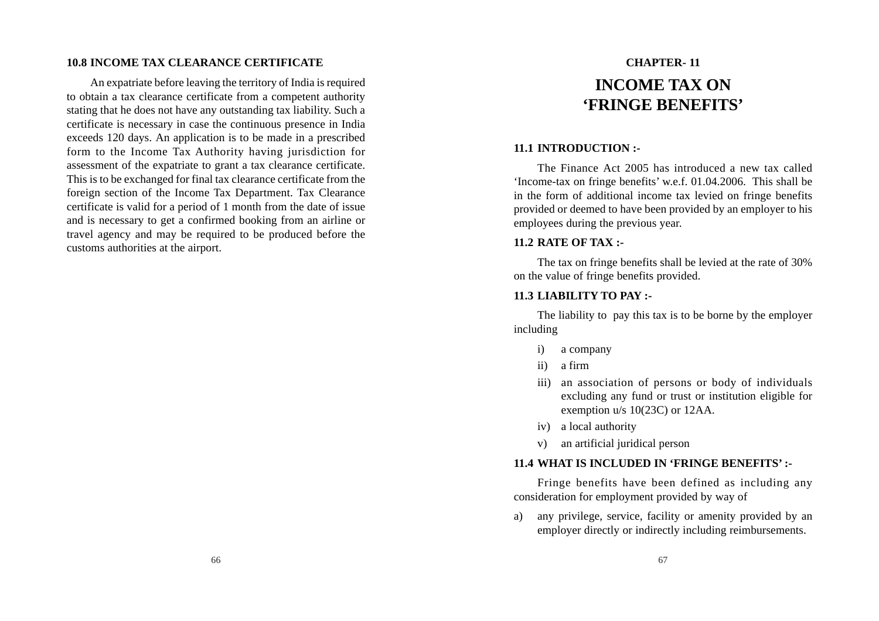### 10.8 INCOME TAX CLEARANCE CERTIFICATE

An expatriate before leaving the territory of India is required to obtain a tax clearance certificate from a competent authority stating that he does not have any outstanding tax liability. Such a certificate is necessary in case the continuous presence in India exceeds 120 days. An application is to be made in a prescribed form to the Income Tax Authority having jurisdiction for assessment of the expatriate to grant a tax clearance certificate. This is to be exchanged for final tax clearance certificate from the foreign section of the Income Tax Department. Tax Clearance certificate is valid for a period of 1 month from the date of issue and is necessary to get a confirmed booking from an airline or travel agency and may be required to be produced before the customs authorities at the airport.

## CHAPTER- 11

# INCOME TAX ON 'FRINGE BENEFITS'

### 11.1 INTRODUCTION :-

The Finance Act 2005 has introduced a new tax called 'Income-tax on fringe benefits' w.e.f. 01.04.2006. This shall be in the form of additional income tax levied on fringe benefits provided or deemed to have been provided by an employer to his employees during the previous year.

### 11.2 RATE OF TAX :-

The tax on fringe benefits shall be levied at the rate of 30% on the value of fringe benefits provided.

### 11.3 LIABILITY TO PAY :-

The liability to pay this tax is to be borne by the employer including

i) a company

ii) a firm

iii) an association of persons or body of individuals excluding any fund or trust or institution eligible for exemption u/s 10(23C) or 12AA.

iv) a local authority

v) an artificial juridical person

### 11.4 WHAT IS INCLUDED IN 'FRINGE BENEFITS' :-

Fringe benefits have been defined as including any consideration for employment provided by way of

a) any privilege, service, facility or amenity provided by an employer directly or indirectly including reimbursements.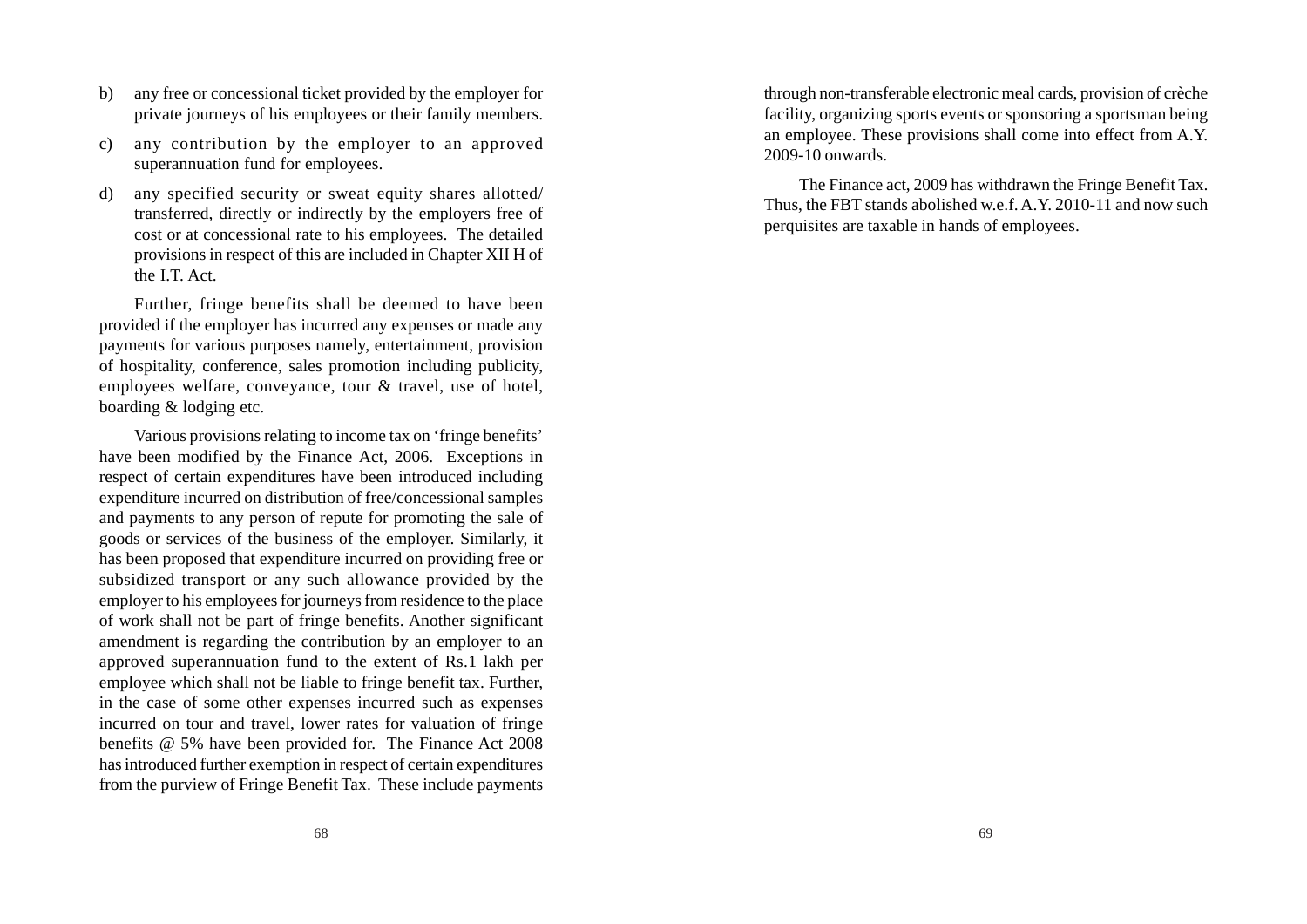b) any free or concessional ticket provided by the employer for private journeys of his employees or their family members.

c) any contribution by the employer to an approved superannuation fund for employees.

d) any specified security or sweat equity shares allotted/ transferred, directly or indirectly by the employers free of cost or at concessional rate to his employees. The detailed provisions in respect of this are included in Chapter XII H of the I.T. Act.

Further, fringe benefits shall be deemed to have been provided if the employer has incurred any expenses or made any payments for various purposes namely, entertainment, provision of hospitality, conference, sales promotion including publicity, employees welfare, conveyance, tour & travel, use of hotel, boarding & lodging etc.

Various provisions relating to income tax on 'fringe benefits' have been modified by the Finance Act, 2006. Exceptions in respect of certain expenditures have been introduced including expenditure incurred on distribution of free/concessional samples and payments to any person of repute for promoting the sale of goods or services of the business of the employer. Similarly, it has been proposed that expenditure incurred on providing free or subsidized transport or any such allowance provided by the employer to his employees for journeys from residence to the place of work shall not be part of fringe benefits. Another significant amendment is regarding the contribution by an employer to an approved superannuation fund to the extent of Rs.1 lakh per employee which shall not be liable to fringe benefit tax. Further, in the case of some other expenses incurred such as expenses incurred on tour and travel, lower rates for valuation of fringe benefits @ 5% have been provided for. The Finance Act 2008 has introduced further exemption in respect of certain expenditures from the purview of Fringe Benefit Tax. These include payments through non-transferable electronic meal cards, provision of crèche facility, organizing sports events or sponsoring a sportsman being an employee. These provisions shall come into effect from A.Y. 2009-10 onwards.

The Finance act, 2009 has withdrawn the Fringe Benefit Tax. Thus, the FBT stands abolished w.e.f. A.Y. 2010-11 and now such perquisites are taxable in hands of employees.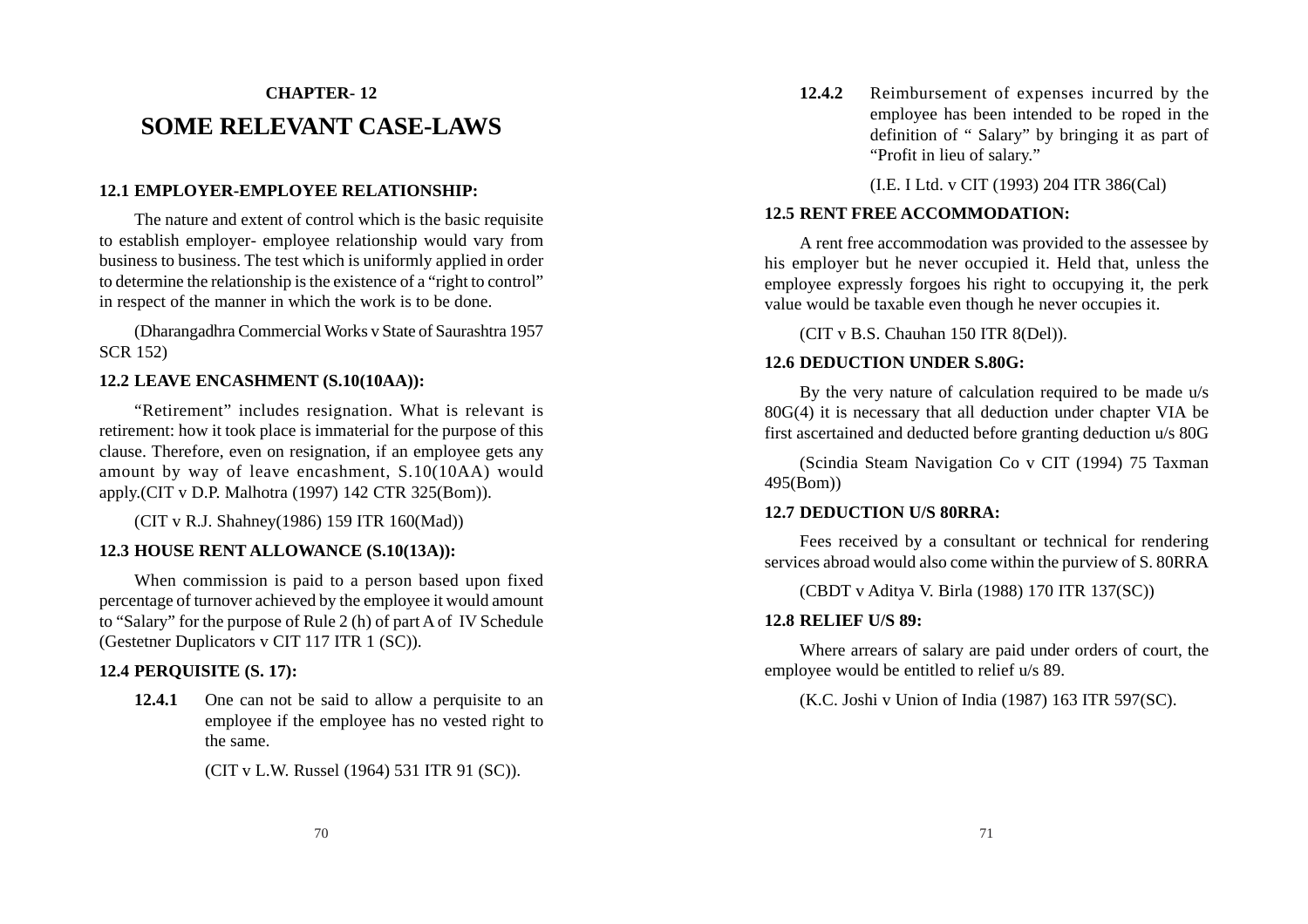# CHAPTER- 12

# SOME RELEVANT CASE-LAWS

### 12.1 EMPLOYER-EMPLOYEE RELATIONSHIP:

The nature and extent of control which is the basic requisite to establish employer- employee relationship would vary from business to business. The test which is uniformly applied in order to determine the relationship is the existence of a "right to control" in respect of the manner in which the work is to be done.

(Dharangadhra Commercial Works v State of Saurashtra 1957 SCR 152)

### 12.2 LEAVE ENCASHMENT (S.10(10AA)):

"Retirement" includes resignation. What is relevant is retirement: how it took place is immaterial for the purpose of this clause. Therefore, even on resignation, if an employee gets any amount by way of leave encashment, S.10(10AA) would apply.(CIT v D.P. Malhotra (1997) 142 CTR 325(Bom)).

(CIT v R.J. Shahney(1986) 159 ITR 160(Mad))

### 12.3 HOUSE RENT ALLOWANCE (S.10(13A)):

When commission is paid to a person based upon fixed percentage of turnover achieved by the employee it would amount to "Salary" for the purpose of Rule 2 (h) of part A of IV Schedule (Gestetner Duplicators v CIT 117 ITR 1 (SC)).

### 12.4 PERQUISITE (S. 17):

**12.4.1** One can not be said to allow a perquisite to an employee if the employee has no vested right to the same.

(CIT v L.W. Russel (1964) 531 ITR 91 (SC)).

**12.4.2** Reimbursement of expenses incurred by the employee has been intended to be roped in the definition of " Salary" by bringing it as part of "Profit in lieu of salary."

(I.E. I Ltd. v CIT (1993) 204 ITR 386(Cal)

### 12.5 RENT FREE ACCOMMODATION:

A rent free accommodation was provided to the assessee by his employer but he never occupied it. Held that, unless the employee expressly forgoes his right to occupying it, the perk value would be taxable even though he never occupies it.

(CIT v B.S. Chauhan 150 ITR 8(Del)).

### 12.6 DEDUCTION UNDER S.80G:

By the very nature of calculation required to be made u/s 80G(4) it is necessary that all deduction under chapter VIA be first ascertained and deducted before granting deduction u/s 80G

(Scindia Steam Navigation Co v CIT (1994) 75 Taxman 495(Bom))

### 12.7 DEDUCTION U/S 80RRA:

Fees received by a consultant or technical for rendering services abroad would also come within the purview of S. 80RRA

(CBDT v Aditya V. Birla (1988) 170 ITR 137(SC))

### 12.8 RELIEF U/S 89:

Where arrears of salary are paid under orders of court, the employee would be entitled to relief u/s 89.

(K.C. Joshi v Union of India (1987) 163 ITR 597(SC).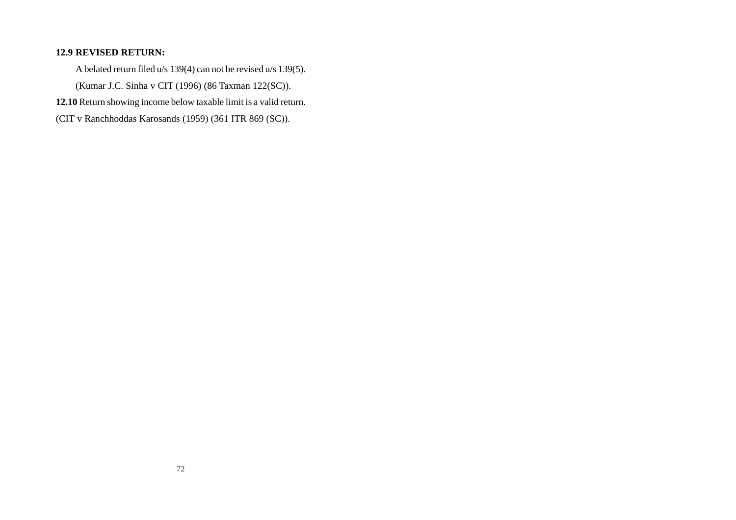**12.9 REVISED RETURN:**

A belated return filed u/s 139(4) can not be revised u/s 139(5).

(Kumar J.C. Sinha v CIT (1996) (86 Taxman 122(SC)).

**12.10** Return showing income below taxable limit is a valid return.

(CIT v Ranchhoddas Karosands (1959) (361 ITR 869 (SC)).